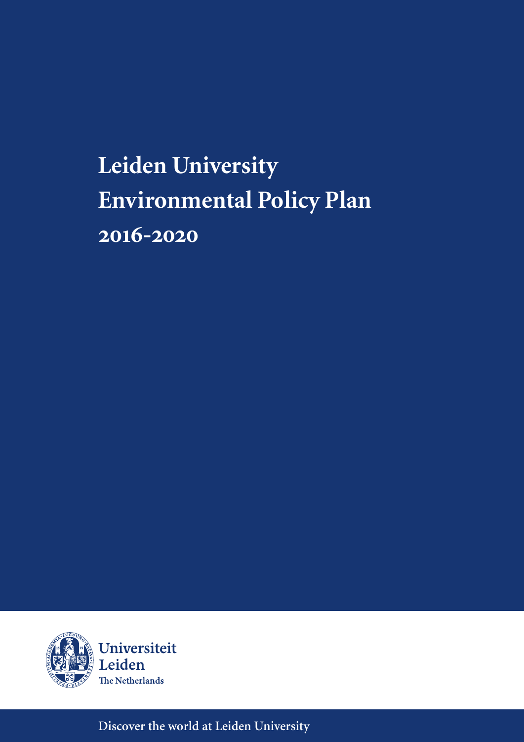# Leiden University Environmental Policy Plan 2016-2020

Universiteit Leiden
The Netherlands

Discover the world at Leiden University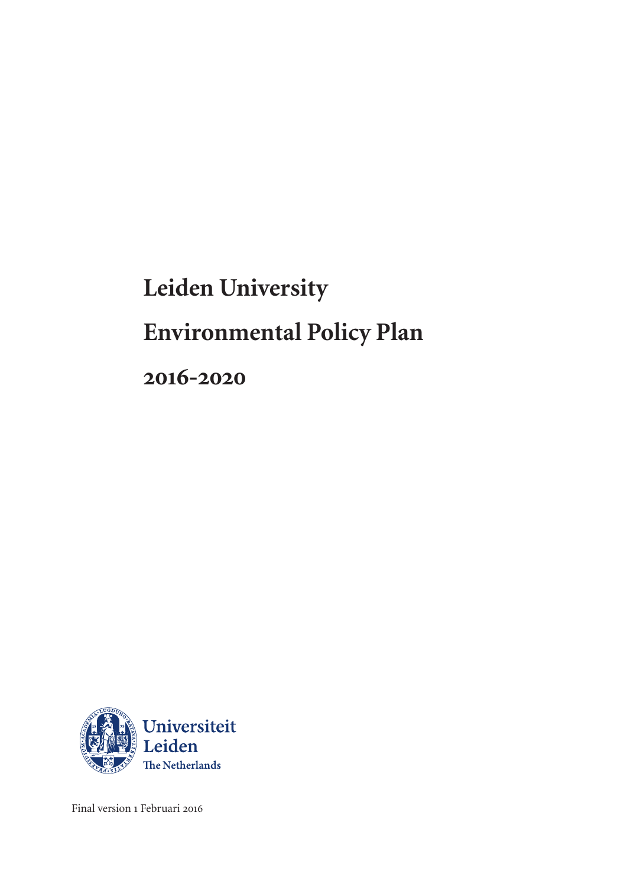# Leiden University

# Environmental Policy Plan

# 2016-2020

Universiteit Leiden
The Netherlands

Final version 1 Februari 2016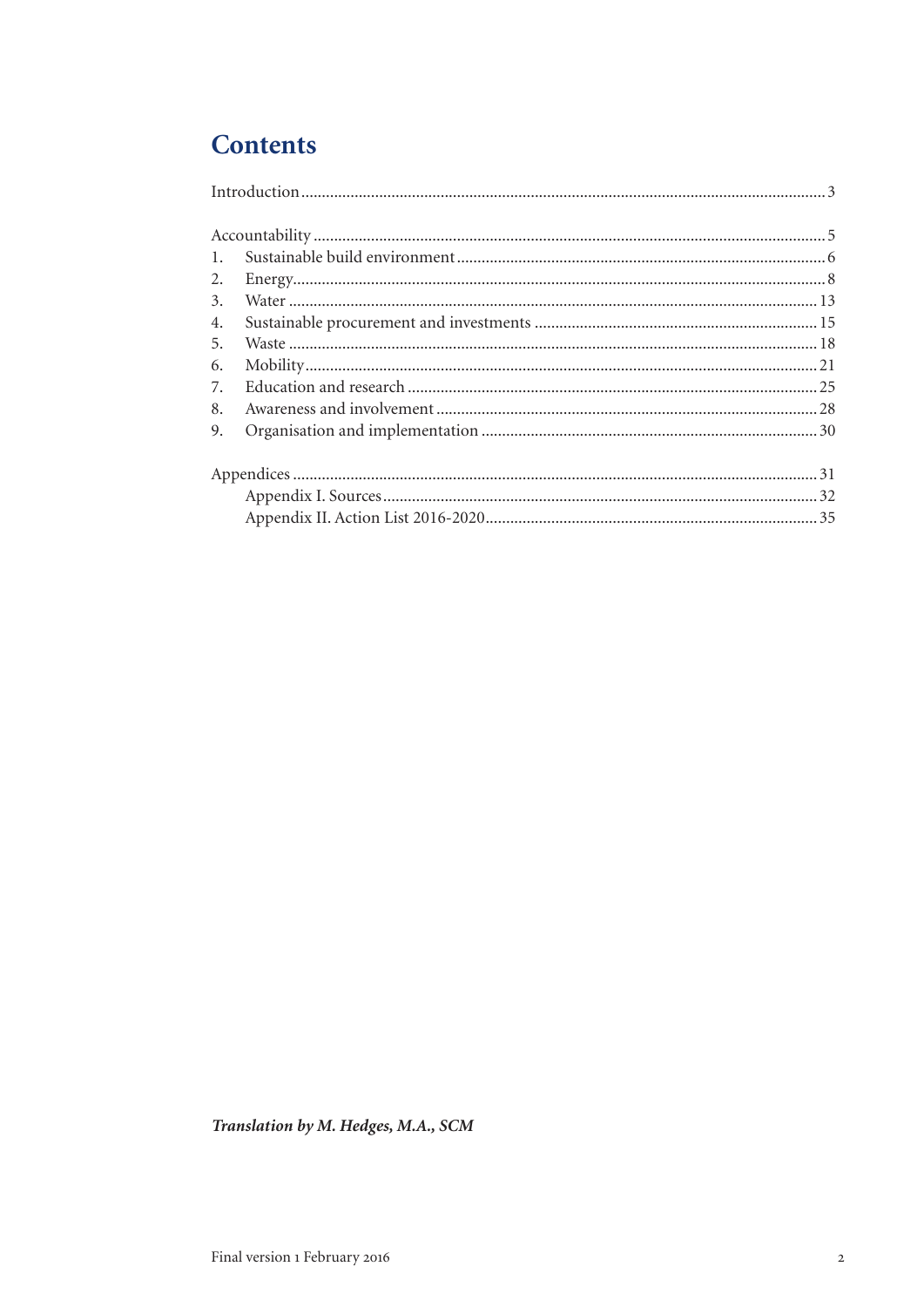# Contents

Introduction ..... 3

Accountability ..... 5
1. Sustainable build environment ..... 6
2. Energy ..... 8
3. Water ..... 13
4. Sustainable procurement and investments ..... 15
5. Waste ..... 18
6. Mobility ..... 21
7. Education and research ..... 25
8. Awareness and involvement ..... 28
9. Organisation and implementation ..... 30

Appendices ..... 31
- Appendix I. Sources ..... 32
- Appendix II. Action List 2016-2020 ..... 35

***Translation by M. Hedges, M.A., SCM***

Final version 1 February 2016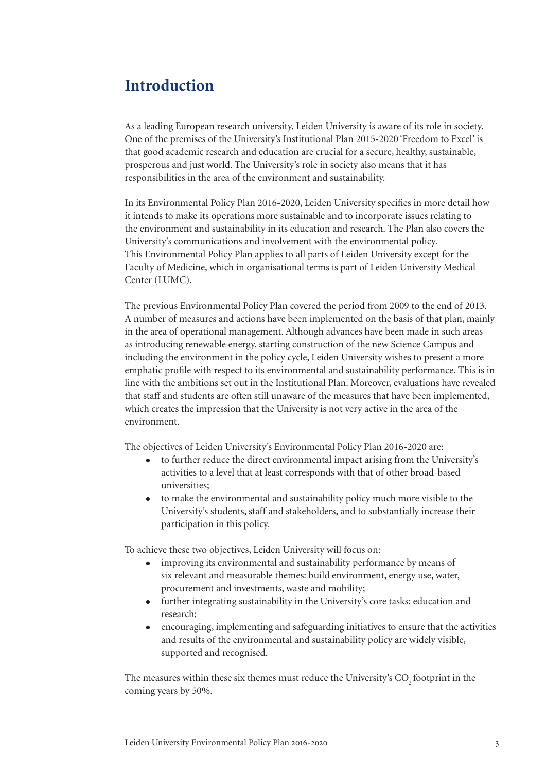# Introduction

As a leading European research university, Leiden University is aware of its role in society. One of the premises of the University's Institutional Plan 2015-2020 'Freedom to Excel' is that good academic research and education are crucial for a secure, healthy, sustainable, prosperous and just world. The University's role in society also means that it has responsibilities in the area of the environment and sustainability.

In its Environmental Policy Plan 2016-2020, Leiden University specifies in more detail how it intends to make its operations more sustainable and to incorporate issues relating to the environment and sustainability in its education and research. The Plan also covers the University's communications and involvement with the environmental policy. This Environmental Policy Plan applies to all parts of Leiden University except for the Faculty of Medicine, which in organisational terms is part of Leiden University Medical Center (LUMC).

The previous Environmental Policy Plan covered the period from 2009 to the end of 2013. A number of measures and actions have been implemented on the basis of that plan, mainly in the area of operational management. Although advances have been made in such areas as introducing renewable energy, starting construction of the new Science Campus and including the environment in the policy cycle, Leiden University wishes to present a more emphatic profile with respect to its environmental and sustainability performance. This is in line with the ambitions set out in the Institutional Plan. Moreover, evaluations have revealed that staff and students are often still unaware of the measures that have been implemented, which creates the impression that the University is not very active in the area of the environment.

The objectives of Leiden University's Environmental Policy Plan 2016-2020 are:

- to further reduce the direct environmental impact arising from the University's activities to a level that at least corresponds with that of other broad-based universities;
- to make the environmental and sustainability policy much more visible to the University's students, staff and stakeholders, and to substantially increase their participation in this policy.

To achieve these two objectives, Leiden University will focus on:

- improving its environmental and sustainability performance by means of six relevant and measurable themes: build environment, energy use, water, procurement and investments, waste and mobility;
- further integrating sustainability in the University's core tasks: education and research;
- encouraging, implementing and safeguarding initiatives to ensure that the activities and results of the environmental and sustainability policy are widely visible, supported and recognised.

The measures within these six themes must reduce the University's $CO_2$ footprint in the coming years by 50%.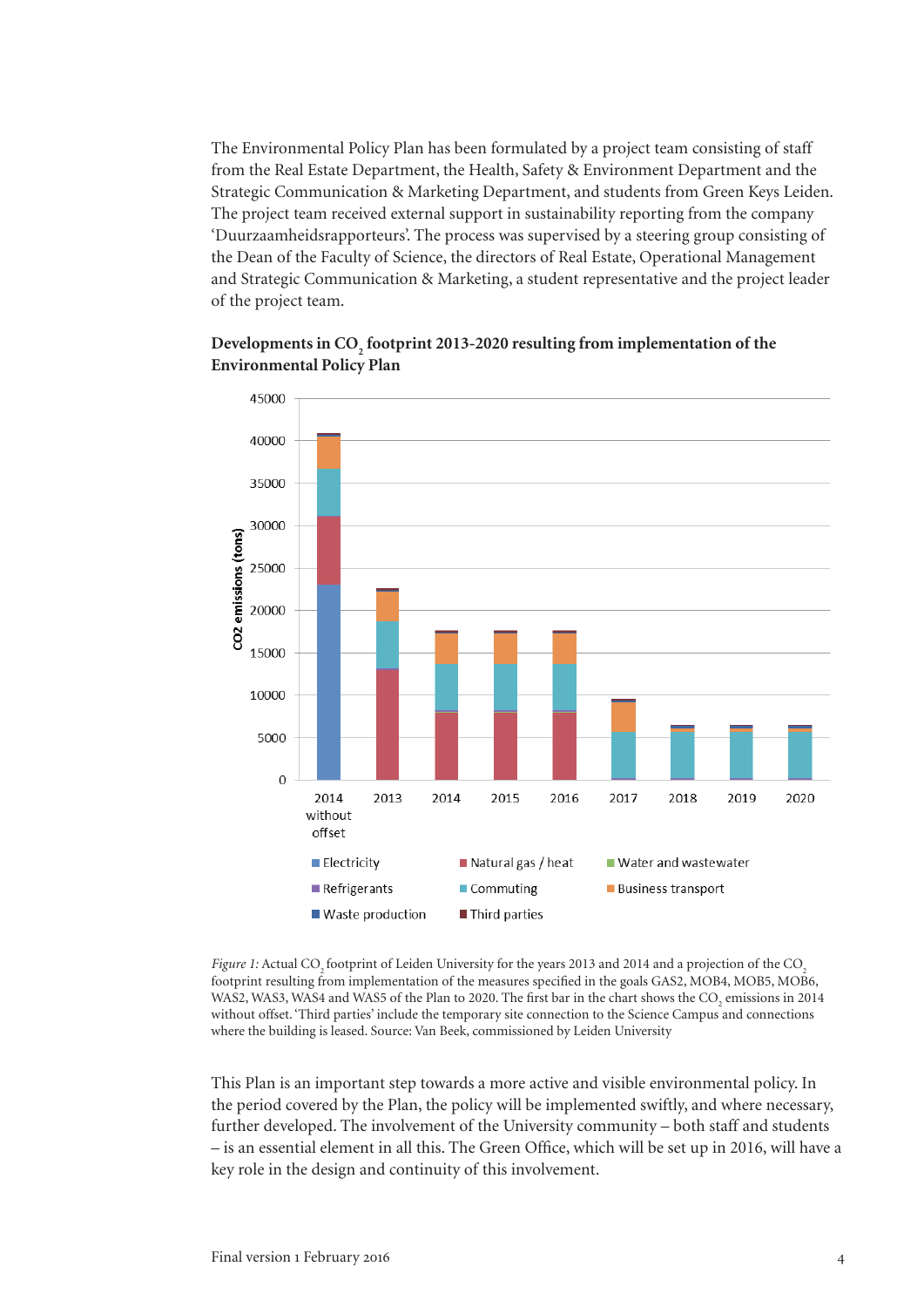The Environmental Policy Plan has been formulated by a project team consisting of staff from the Real Estate Department, the Health, Safety & Environment Department and the Strategic Communication & Marketing Department, and students from Green Keys Leiden. The project team received external support in sustainability reporting from the company 'Duurzaamheidsrapporteurs'. The process was supervised by a steering group consisting of the Dean of the Faculty of Science, the directors of Real Estate, Operational Management and Strategic Communication & Marketing, a student representative and the project leader of the project team.

**Developments in $CO_2$ footprint 2013-2020 resulting from implementation of the Environmental Policy Plan**

*Figure 1:* Actual $CO_2$ footprint of Leiden University for the years 2013 and 2014 and a projection of the $CO_2$ footprint resulting from implementation of the measures specified in the goals GAS2, MOB4, MOB5, MOB6, WAS2, WAS3, WAS4 and WAS5 of the Plan to 2020. The first bar in the chart shows the $CO_2$ emissions in 2014 without offset. 'Third parties' include the temporary site connection to the Science Campus and connections where the building is leased. Source: Van Beek, commissioned by Leiden University

This Plan is an important step towards a more active and visible environmental policy. In the period covered by the Plan, the policy will be implemented swiftly, and where necessary, further developed. The involvement of the University community – both staff and students – is an essential element in all this. The Green Office, which will be set up in 2016, will have a key role in the design and continuity of this involvement.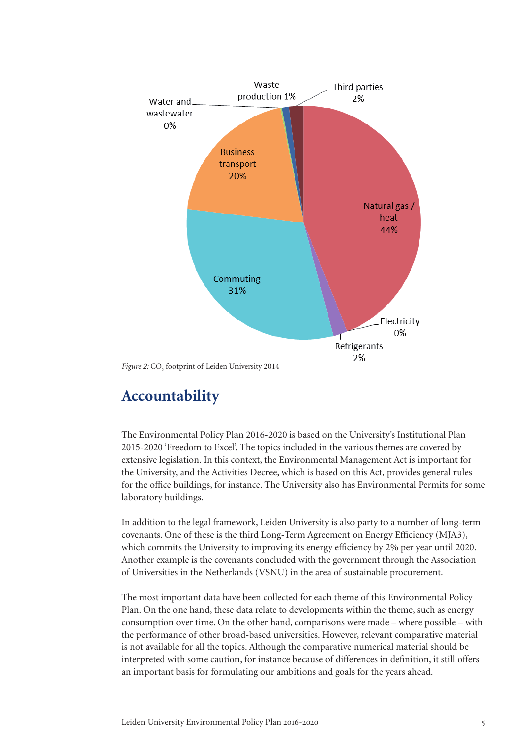Natural gas / heat 44%

Electricity 0%

Refrigerants 2%

Commuting 31%

Business transport 20%

Water and wastewater 0%

Waste production 1%

Third parties 2%

*Figure 2:* $CO_2$ footprint of Leiden University 2014

## Accountability

The Environmental Policy Plan 2016-2020 is based on the University's Institutional Plan 2015-2020 'Freedom to Excel'. The topics included in the various themes are covered by extensive legislation. In this context, the Environmental Management Act is important for the University, and the Activities Decree, which is based on this Act, provides general rules for the office buildings, for instance. The University also has Environmental Permits for some laboratory buildings.

In addition to the legal framework, Leiden University is also party to a number of long-term covenants. One of these is the third Long-Term Agreement on Energy Efficiency (MJA3), which commits the University to improving its energy efficiency by 2% per year until 2020. Another example is the covenants concluded with the government through the Association of Universities in the Netherlands (VSNU) in the area of sustainable procurement.

The most important data have been collected for each theme of this Environmental Policy Plan. On the one hand, these data relate to developments within the theme, such as energy consumption over time. On the other hand, comparisons were made – where possible – with the performance of other broad-based universities. However, relevant comparative material is not available for all the topics. Although the comparative numerical material should be interpreted with some caution, for instance because of differences in definition, it still offers an important basis for formulating our ambitions and goals for the years ahead.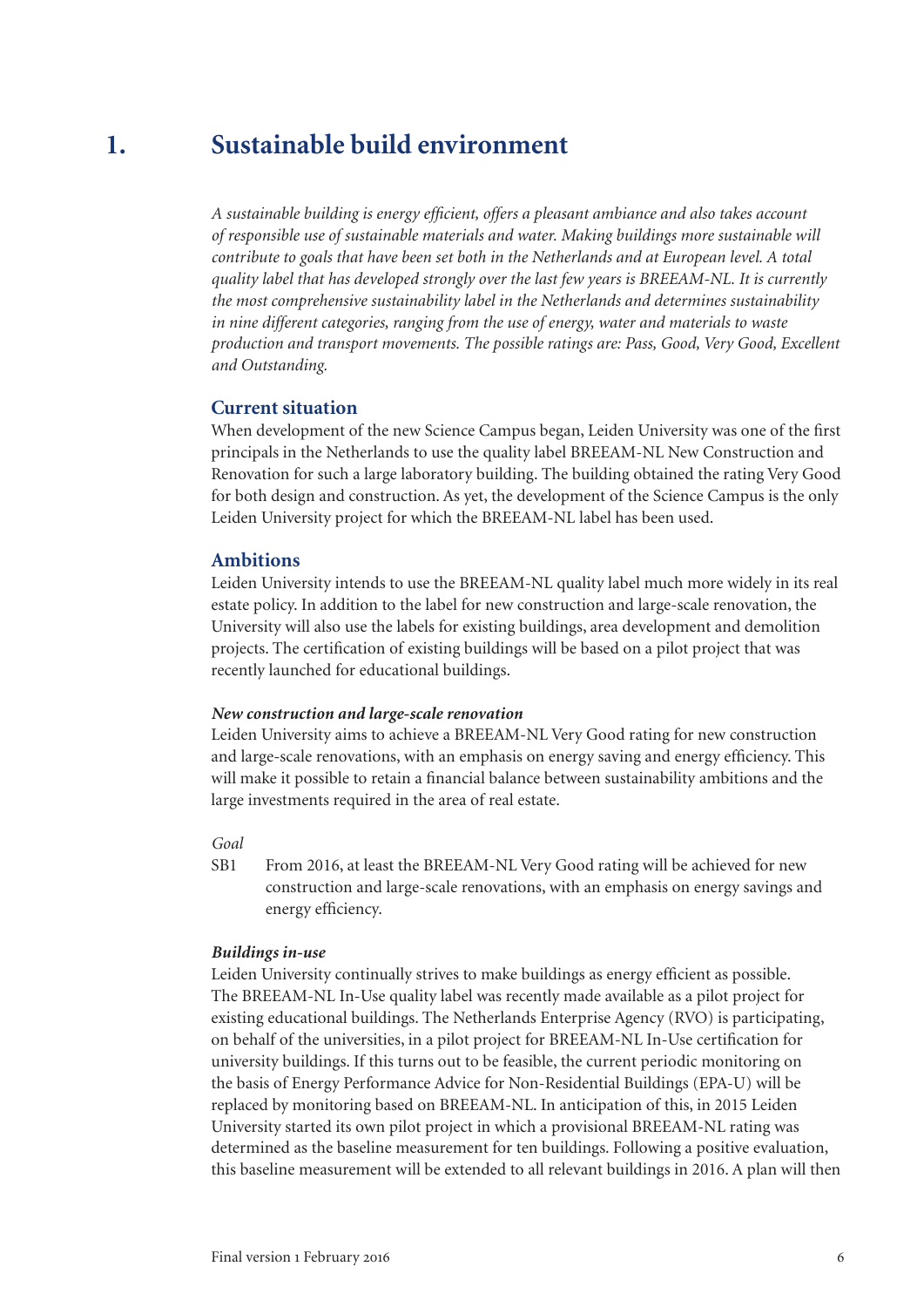# 1. Sustainable build environment

*A sustainable building is energy efficient, offers a pleasant ambiance and also takes account of responsible use of sustainable materials and water. Making buildings more sustainable will contribute to goals that have been set both in the Netherlands and at European level. A total quality label that has developed strongly over the last few years is BREEAM-NL. It is currently the most comprehensive sustainability label in the Netherlands and determines sustainability in nine different categories, ranging from the use of energy, water and materials to waste production and transport movements. The possible ratings are: Pass, Good, Very Good, Excellent and Outstanding.*

## Current situation

When development of the new Science Campus began, Leiden University was one of the first principals in the Netherlands to use the quality label BREEAM-NL New Construction and Renovation for such a large laboratory building. The building obtained the rating Very Good for both design and construction. As yet, the development of the Science Campus is the only Leiden University project for which the BREEAM-NL label has been used.

## Ambitions

Leiden University intends to use the BREEAM-NL quality label much more widely in its real estate policy. In addition to the label for new construction and large-scale renovation, the University will also use the labels for existing buildings, area development and demolition projects. The certification of existing buildings will be based on a pilot project that was recently launched for educational buildings.

### *New construction and large-scale renovation*

Leiden University aims to achieve a BREEAM-NL Very Good rating for new construction and large-scale renovations, with an emphasis on energy saving and energy efficiency. This will make it possible to retain a financial balance between sustainability ambitions and the large investments required in the area of real estate.

*Goal*

SB1 From 2016, at least the BREEAM-NL Very Good rating will be achieved for new construction and large-scale renovations, with an emphasis on energy savings and energy efficiency.

### *Buildings in-use*

Leiden University continually strives to make buildings as energy efficient as possible. The BREEAM-NL In-Use quality label was recently made available as a pilot project for existing educational buildings. The Netherlands Enterprise Agency (RVO) is participating, on behalf of the universities, in a pilot project for BREEAM-NL In-Use certification for university buildings. If this turns out to be feasible, the current periodic monitoring on the basis of Energy Performance Advice for Non-Residential Buildings (EPA-U) will be replaced by monitoring based on BREEAM-NL. In anticipation of this, in 2015 Leiden University started its own pilot project in which a provisional BREEAM-NL rating was determined as the baseline measurement for ten buildings. Following a positive evaluation, this baseline measurement will be extended to all relevant buildings in 2016. A plan will then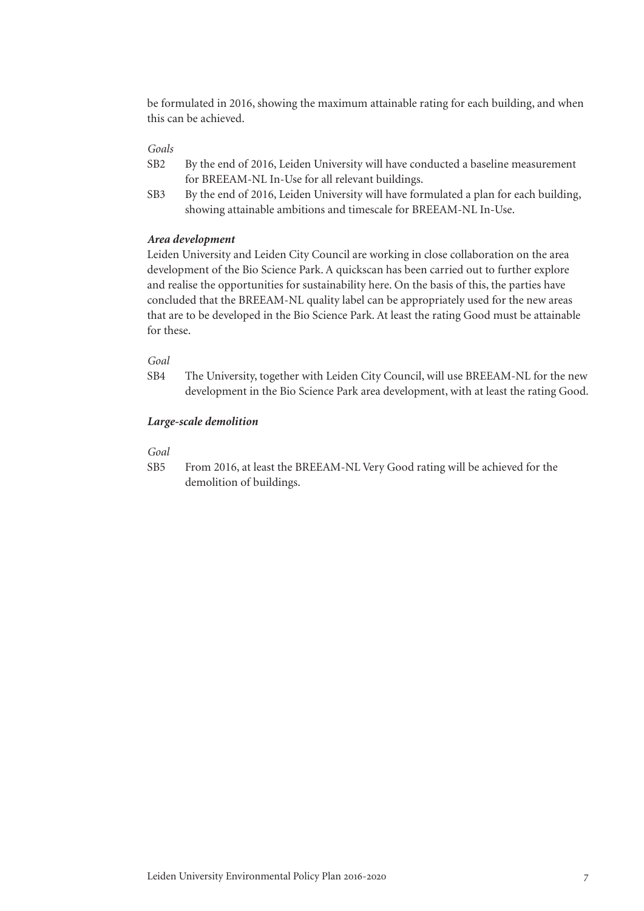be formulated in 2016, showing the maximum attainable rating for each building, and when this can be achieved.

*Goals*

SB2 By the end of 2016, Leiden University will have conducted a baseline measurement for BREEAM-NL In-Use for all relevant buildings.

SB3 By the end of 2016, Leiden University will have formulated a plan for each building, showing attainable ambitions and timescale for BREEAM-NL In-Use.

***Area development***

Leiden University and Leiden City Council are working in close collaboration on the area development of the Bio Science Park. A quickscan has been carried out to further explore and realise the opportunities for sustainability here. On the basis of this, the parties have concluded that the BREEAM-NL quality label can be appropriately used for the new areas that are to be developed in the Bio Science Park. At least the rating Good must be attainable for these.

*Goal*

SB4 The University, together with Leiden City Council, will use BREEAM-NL for the new development in the Bio Science Park area development, with at least the rating Good.

***Large-scale demolition***

*Goal*

SB5 From 2016, at least the BREEAM-NL Very Good rating will be achieved for the demolition of buildings.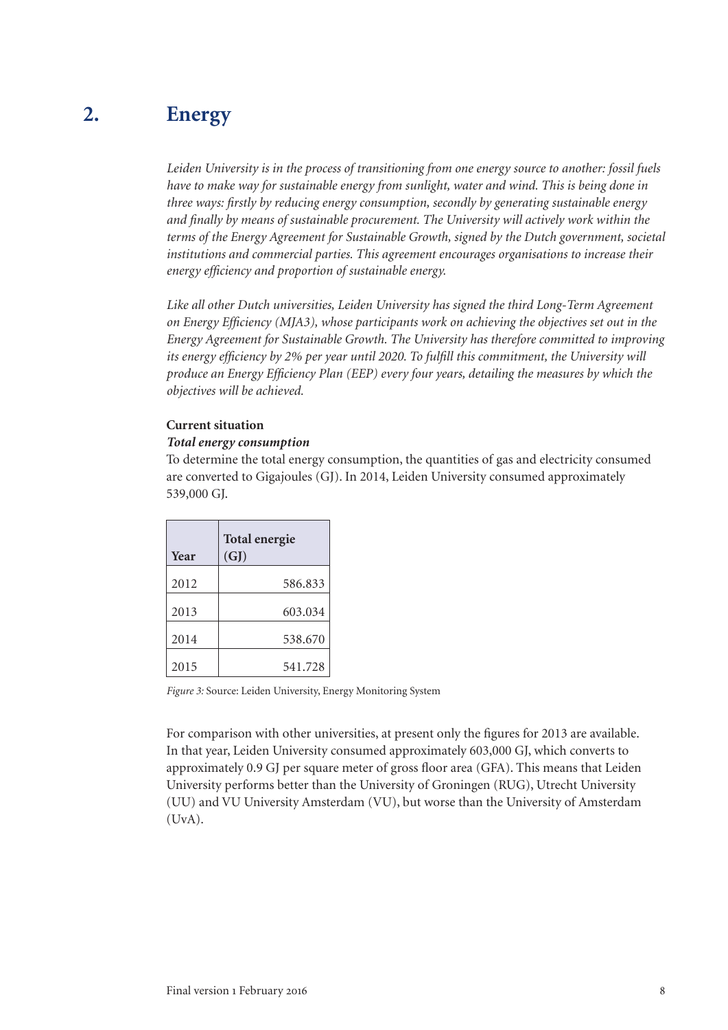# 2. Energy

*Leiden University is in the process of transitioning from one energy source to another: fossil fuels have to make way for sustainable energy from sunlight, water and wind. This is being done in three ways: firstly by reducing energy consumption, secondly by generating sustainable energy and finally by means of sustainable procurement. The University will actively work within the terms of the Energy Agreement for Sustainable Growth, signed by the Dutch government, societal institutions and commercial parties. This agreement encourages organisations to increase their energy efficiency and proportion of sustainable energy.*

*Like all other Dutch universities, Leiden University has signed the third Long-Term Agreement on Energy Efficiency (MJA3), whose participants work on achieving the objectives set out in the Energy Agreement for Sustainable Growth. The University has therefore committed to improving its energy efficiency by 2% per year until 2020. To fulfill this commitment, the University will produce an Energy Efficiency Plan (EEP) every four years, detailing the measures by which the objectives will be achieved.*

**Current situation**

***Total energy consumption***

To determine the total energy consumption, the quantities of gas and electricity consumed are converted to Gigajoules (GJ). In 2014, Leiden University consumed approximately 539,000 GJ.

| Year | Total energie (GJ) |
|---|---|
| 2012 | 586.833 |
| 2013 | 603.034 |
| 2014 | 538.670 |
| 2015 | 541.728 |

*Figure 3:* Source: Leiden University, Energy Monitoring System

For comparison with other universities, at present only the figures for 2013 are available. In that year, Leiden University consumed approximately 603,000 GJ, which converts to approximately 0.9 GJ per square meter of gross floor area (GFA). This means that Leiden University performs better than the University of Groningen (RUG), Utrecht University (UU) and VU University Amsterdam (VU), but worse than the University of Amsterdam (UvA).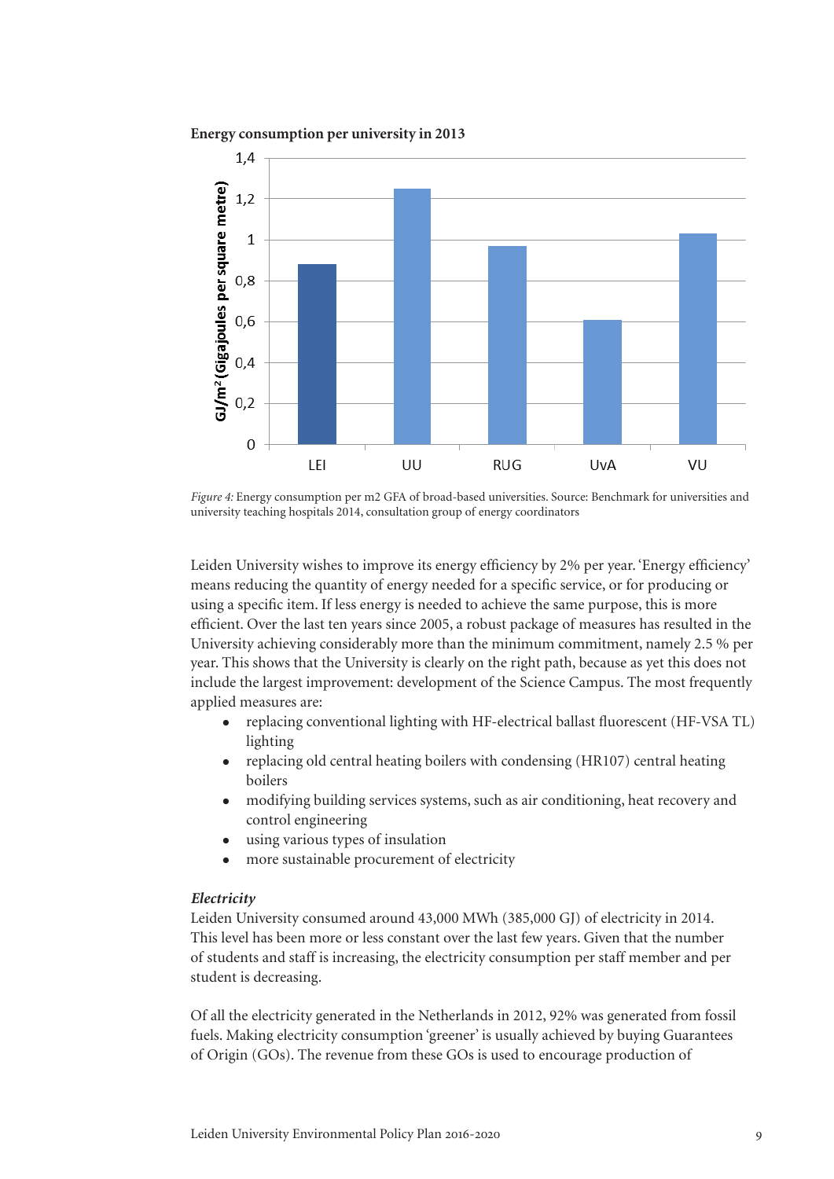**Energy consumption per university in 2013**

| University | GJ/m² (Gigajoules per square metre) |
|---|---|
| LEI | 0.88 |
| UU | 1.25 |
| RUG | 0.97 |
| UvA | 0.61 |
| VU | 1.03 |

*Figure 4:* Energy consumption per m2 GFA of broad-based universities. Source: Benchmark for universities and university teaching hospitals 2014, consultation group of energy coordinators

Leiden University wishes to improve its energy efficiency by 2% per year. 'Energy efficiency' means reducing the quantity of energy needed for a specific service, or for producing or using a specific item. If less energy is needed to achieve the same purpose, this is more efficient. Over the last ten years since 2005, a robust package of measures has resulted in the University achieving considerably more than the minimum commitment, namely 2.5 % per year. This shows that the University is clearly on the right path, because as yet this does not include the largest improvement: development of the Science Campus. The most frequently applied measures are:

- replacing conventional lighting with HF-electrical ballast fluorescent (HF-VSA TL) lighting
- replacing old central heating boilers with condensing (HR107) central heating boilers
- modifying building services systems, such as air conditioning, heat recovery and control engineering
- using various types of insulation
- more sustainable procurement of electricity

***Electricity***

Leiden University consumed around 43,000 MWh (385,000 GJ) of electricity in 2014. This level has been more or less constant over the last few years. Given that the number of students and staff is increasing, the electricity consumption per staff member and per student is decreasing.

Of all the electricity generated in the Netherlands in 2012, 92% was generated from fossil fuels. Making electricity consumption 'greener' is usually achieved by buying Guarantees of Origin (GOs). The revenue from these GOs is used to encourage production of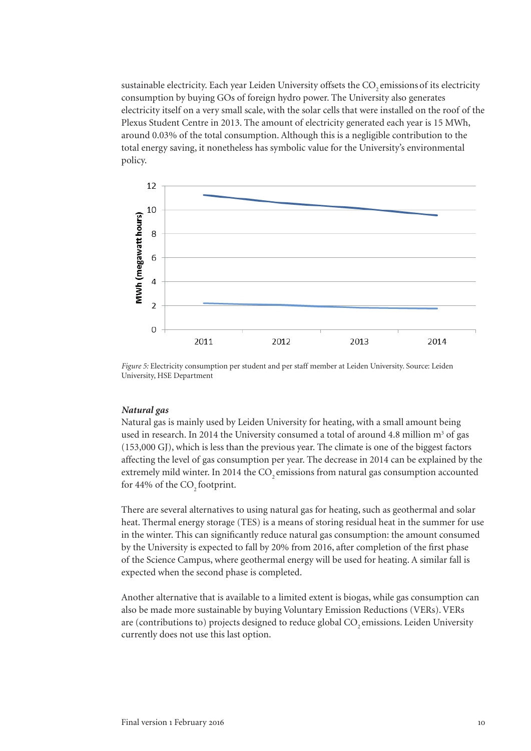sustainable electricity. Each year Leiden University offsets the $CO_2$ emissions of its electricity consumption by buying GOs of foreign hydro power. The University also generates electricity itself on a very small scale, with the solar cells that were installed on the roof of the Plexus Student Centre in 2013. The amount of electricity generated each year is 15 MWh, around 0.03% of the total consumption. Although this is a negligible contribution to the total energy saving, it nonetheless has symbolic value for the University's environmental policy.

*Figure 5:* Electricity consumption per student and per staff member at Leiden University. Source: Leiden University, HSE Department

***Natural gas***

Natural gas is mainly used by Leiden University for heating, with a small amount being used in research. In 2014 the University consumed a total of around 4.8 million m³ of gas (153,000 GJ), which is less than the previous year. The climate is one of the biggest factors affecting the level of gas consumption per year. The decrease in 2014 can be explained by the extremely mild winter. In 2014 the $CO_2$ emissions from natural gas consumption accounted for 44% of the $CO_2$ footprint.

There are several alternatives to using natural gas for heating, such as geothermal and solar heat. Thermal energy storage (TES) is a means of storing residual heat in the summer for use in the winter. This can significantly reduce natural gas consumption: the amount consumed by the University is expected to fall by 20% from 2016, after completion of the first phase of the Science Campus, where geothermal energy will be used for heating. A similar fall is expected when the second phase is completed.

Another alternative that is available to a limited extent is biogas, while gas consumption can also be made more sustainable by buying Voluntary Emission Reductions (VERs). VERs are (contributions to) projects designed to reduce global $CO_2$ emissions. Leiden University currently does not use this last option.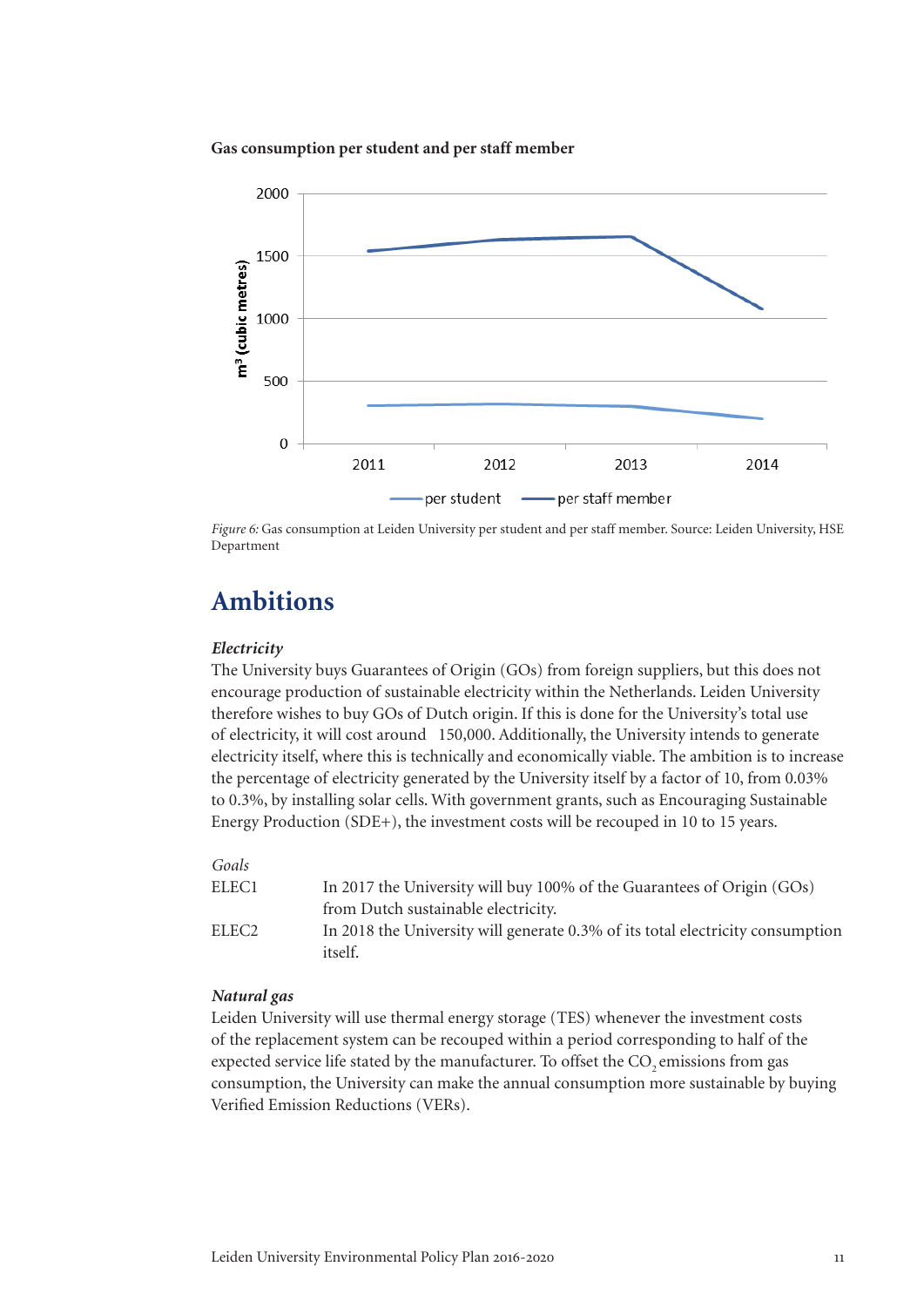**Gas consumption per student and per staff member**

*Figure 6:* Gas consumption at Leiden University per student and per staff member. Source: Leiden University, HSE Department

## Ambitions

***Electricity***

The University buys Guarantees of Origin (GOs) from foreign suppliers, but this does not encourage production of sustainable electricity within the Netherlands. Leiden University therefore wishes to buy GOs of Dutch origin. If this is done for the University's total use of electricity, it will cost around 150,000. Additionally, the University intends to generate electricity itself, where this is technically and economically viable. The ambition is to increase the percentage of electricity generated by the University itself by a factor of 10, from 0.03% to 0.3%, by installing solar cells. With government grants, such as Encouraging Sustainable Energy Production (SDE+), the investment costs will be recouped in 10 to 15 years.

*Goals*

| | |
|---|---|
| ELEC1 | In 2017 the University will buy 100% of the Guarantees of Origin (GOs) from Dutch sustainable electricity. |
| ELEC2 | In 2018 the University will generate 0.3% of its total electricity consumption itself. |

***Natural gas***

Leiden University will use thermal energy storage (TES) whenever the investment costs of the replacement system can be recouped within a period corresponding to half of the expected service life stated by the manufacturer. To offset the $CO_2$ emissions from gas consumption, the University can make the annual consumption more sustainable by buying Verified Emission Reductions (VERs).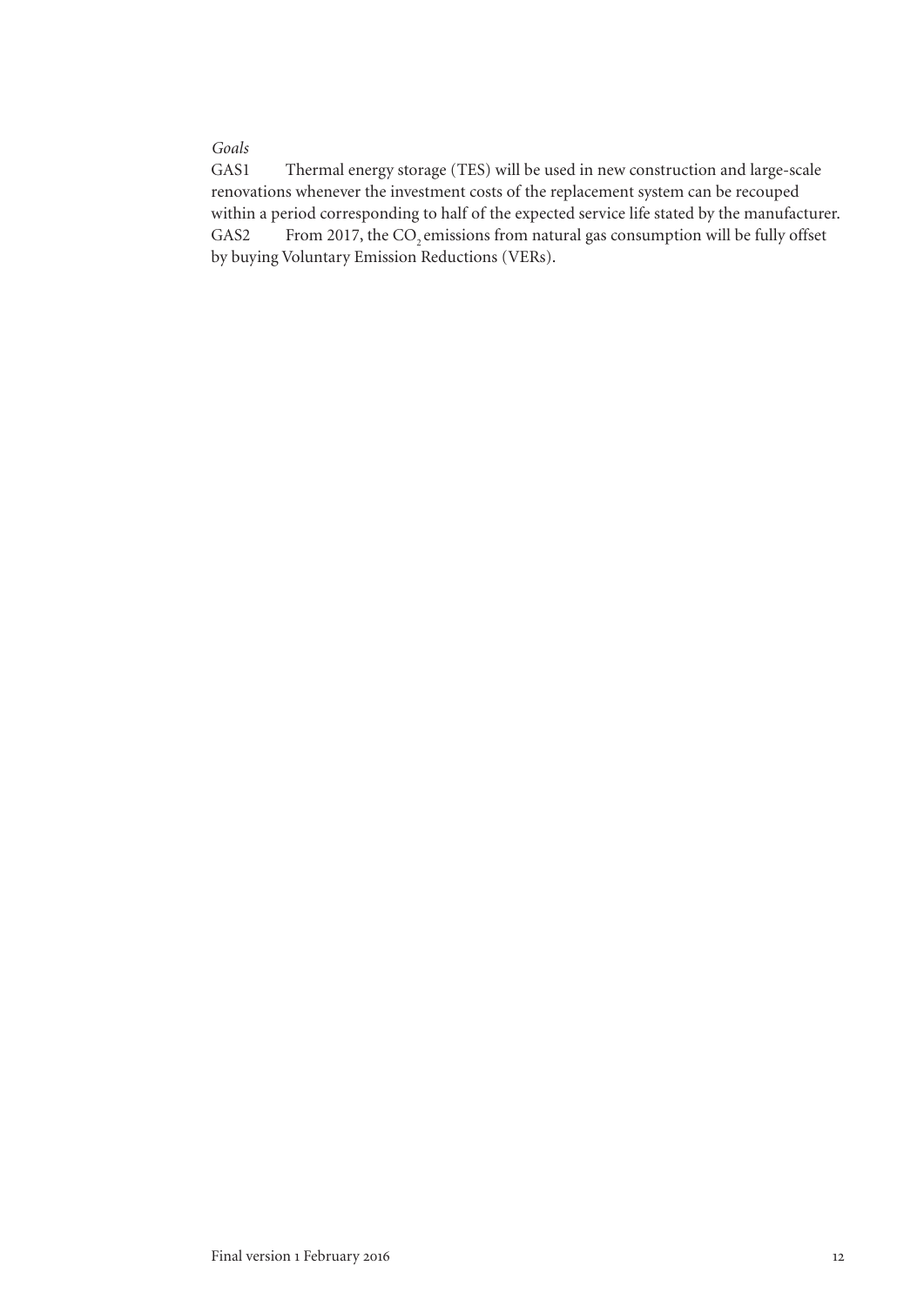*Goals*

GAS1 Thermal energy storage (TES) will be used in new construction and large-scale renovations whenever the investment costs of the replacement system can be recouped within a period corresponding to half of the expected service life stated by the manufacturer.

GAS2 From 2017, the $CO_2$ emissions from natural gas consumption will be fully offset by buying Voluntary Emission Reductions (VERs).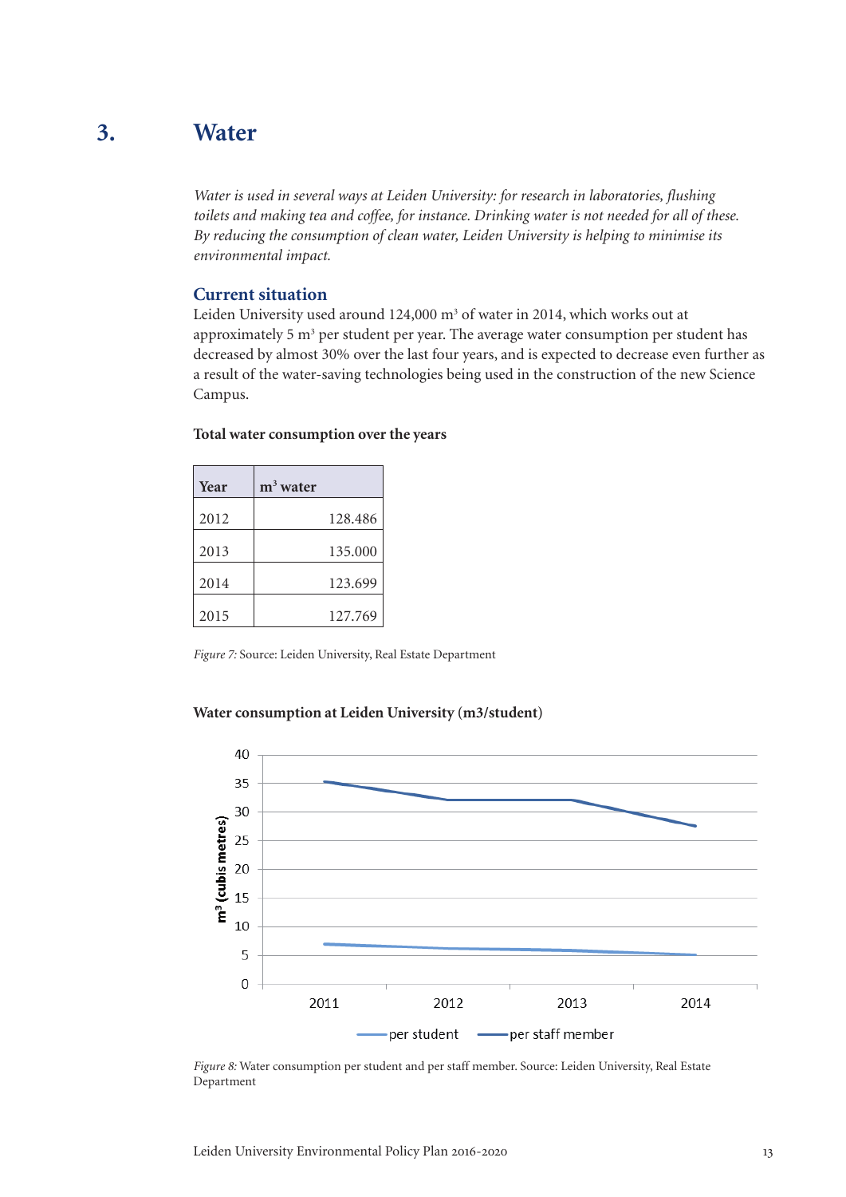# 3. Water

*Water is used in several ways at Leiden University: for research in laboratories, flushing toilets and making tea and coffee, for instance. Drinking water is not needed for all of these. By reducing the consumption of clean water, Leiden University is helping to minimise its environmental impact.*

## Current situation

Leiden University used around 124,000 m³ of water in 2014, which works out at approximately 5 m³ per student per year. The average water consumption per student has decreased by almost 30% over the last four years, and is expected to decrease even further as a result of the water-saving technologies being used in the construction of the new Science Campus.

**Total water consumption over the years**

| Year | m³ water |
|---|---|
| 2012 | 128.486 |
| 2013 | 135.000 |
| 2014 | 123.699 |
| 2015 | 127.769 |

*Figure 7:* Source: Leiden University, Real Estate Department

**Water consumption at Leiden University (m3/student)**

*Figure 8:* Water consumption per student and per staff member. Source: Leiden University, Real Estate Department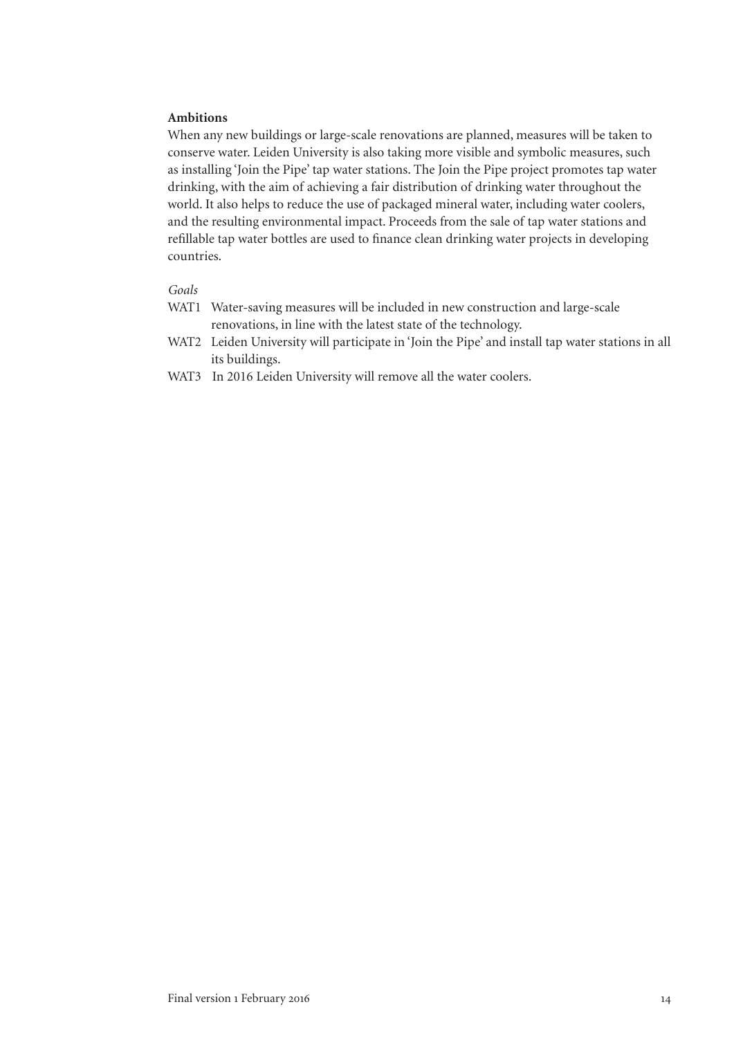**Ambitions**

When any new buildings or large-scale renovations are planned, measures will be taken to conserve water. Leiden University is also taking more visible and symbolic measures, such as installing 'Join the Pipe' tap water stations. The Join the Pipe project promotes tap water drinking, with the aim of achieving a fair distribution of drinking water throughout the world. It also helps to reduce the use of packaged mineral water, including water coolers, and the resulting environmental impact. Proceeds from the sale of tap water stations and refillable tap water bottles are used to finance clean drinking water projects in developing countries.

*Goals*

- WAT1 Water-saving measures will be included in new construction and large-scale renovations, in line with the latest state of the technology.
- WAT2 Leiden University will participate in 'Join the Pipe' and install tap water stations in all its buildings.
- WAT3 In 2016 Leiden University will remove all the water coolers.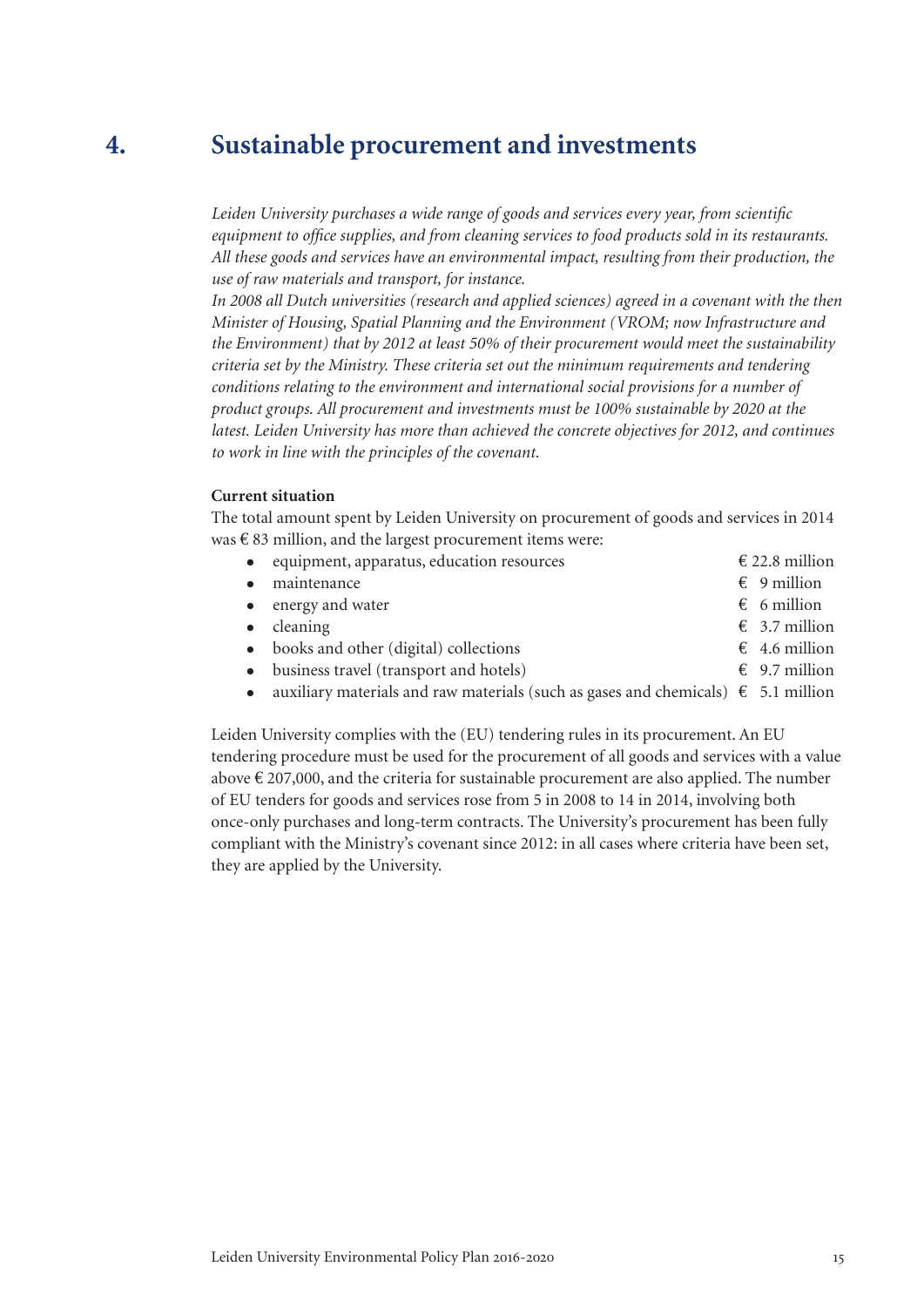# 4. Sustainable procurement and investments

*Leiden University purchases a wide range of goods and services every year, from scientific equipment to office supplies, and from cleaning services to food products sold in its restaurants. All these goods and services have an environmental impact, resulting from their production, the use of raw materials and transport, for instance.*
*In 2008 all Dutch universities (research and applied sciences) agreed in a covenant with the then Minister of Housing, Spatial Planning and the Environment (VROM; now Infrastructure and the Environment) that by 2012 at least 50% of their procurement would meet the sustainability criteria set by the Ministry. These criteria set out the minimum requirements and tendering conditions relating to the environment and international social provisions for a number of product groups. All procurement and investments must be 100% sustainable by 2020 at the latest. Leiden University has more than achieved the concrete objectives for 2012, and continues to work in line with the principles of the covenant.*

**Current situation**

The total amount spent by Leiden University on procurement of goods and services in 2014 was € 83 million, and the largest procurement items were:

- equipment, apparatus, education resources — € 22.8 million
- maintenance — € 9 million
- energy and water — € 6 million
- cleaning — € 3.7 million
- books and other (digital) collections — € 4.6 million
- business travel (transport and hotels) — € 9.7 million
- auxiliary materials and raw materials (such as gases and chemicals) — € 5.1 million

Leiden University complies with the (EU) tendering rules in its procurement. An EU tendering procedure must be used for the procurement of all goods and services with a value above € 207,000, and the criteria for sustainable procurement are also applied. The number of EU tenders for goods and services rose from 5 in 2008 to 14 in 2014, involving both once-only purchases and long-term contracts. The University's procurement has been fully compliant with the Ministry's covenant since 2012: in all cases where criteria have been set, they are applied by the University.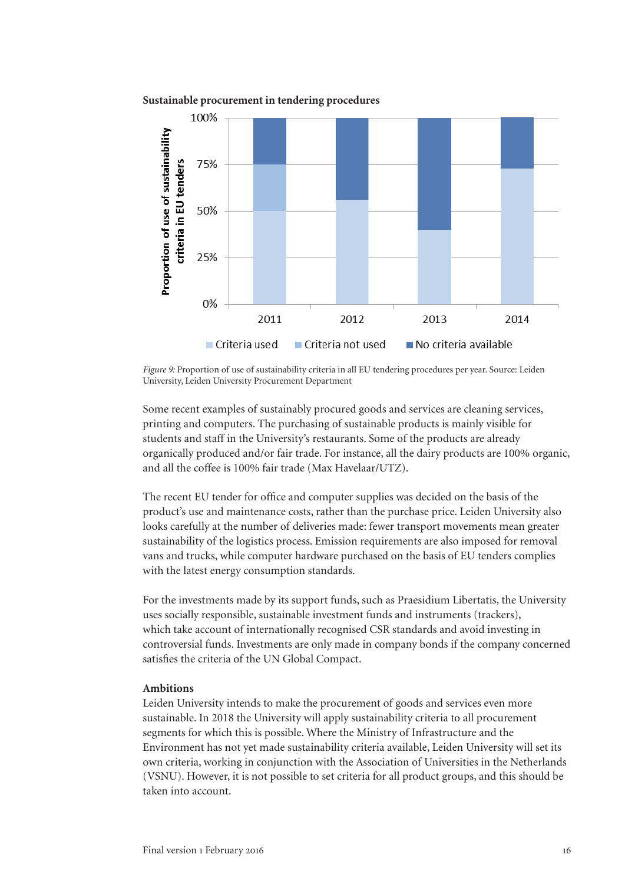**Sustainable procurement in tendering procedures**

*Figure 9:* Proportion of use of sustainability criteria in all EU tendering procedures per year. Source: Leiden University, Leiden University Procurement Department

Some recent examples of sustainably procured goods and services are cleaning services, printing and computers. The purchasing of sustainable products is mainly visible for students and staff in the University's restaurants. Some of the products are already organically produced and/or fair trade. For instance, all the dairy products are 100% organic, and all the coffee is 100% fair trade (Max Havelaar/UTZ).

The recent EU tender for office and computer supplies was decided on the basis of the product's use and maintenance costs, rather than the purchase price. Leiden University also looks carefully at the number of deliveries made: fewer transport movements mean greater sustainability of the logistics process. Emission requirements are also imposed for removal vans and trucks, while computer hardware purchased on the basis of EU tenders complies with the latest energy consumption standards.

For the investments made by its support funds, such as Praesidium Libertatis, the University uses socially responsible, sustainable investment funds and instruments (trackers), which take account of internationally recognised CSR standards and avoid investing in controversial funds. Investments are only made in company bonds if the company concerned satisfies the criteria of the UN Global Compact.

**Ambitions**

Leiden University intends to make the procurement of goods and services even more sustainable. In 2018 the University will apply sustainability criteria to all procurement segments for which this is possible. Where the Ministry of Infrastructure and the Environment has not yet made sustainability criteria available, Leiden University will set its own criteria, working in conjunction with the Association of Universities in the Netherlands (VSNU). However, it is not possible to set criteria for all product groups, and this should be taken into account.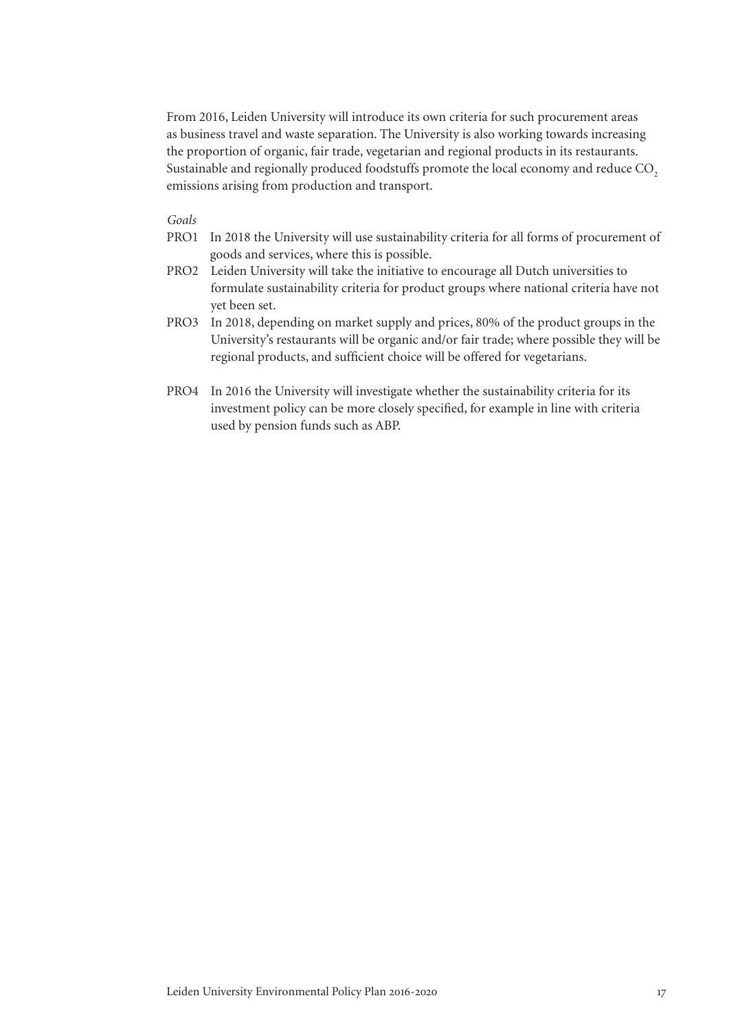From 2016, Leiden University will introduce its own criteria for such procurement areas as business travel and waste separation. The University is also working towards increasing the proportion of organic, fair trade, vegetarian and regional products in its restaurants. Sustainable and regionally produced foodstuffs promote the local economy and reduce $CO_2$ emissions arising from production and transport.

*Goals*

- PRO1 In 2018 the University will use sustainability criteria for all forms of procurement of goods and services, where this is possible.
- PRO2 Leiden University will take the initiative to encourage all Dutch universities to formulate sustainability criteria for product groups where national criteria have not yet been set.
- PRO3 In 2018, depending on market supply and prices, 80% of the product groups in the University's restaurants will be organic and/or fair trade; where possible they will be regional products, and sufficient choice will be offered for vegetarians.
- PRO4 In 2016 the University will investigate whether the sustainability criteria for its investment policy can be more closely specified, for example in line with criteria used by pension funds such as ABP.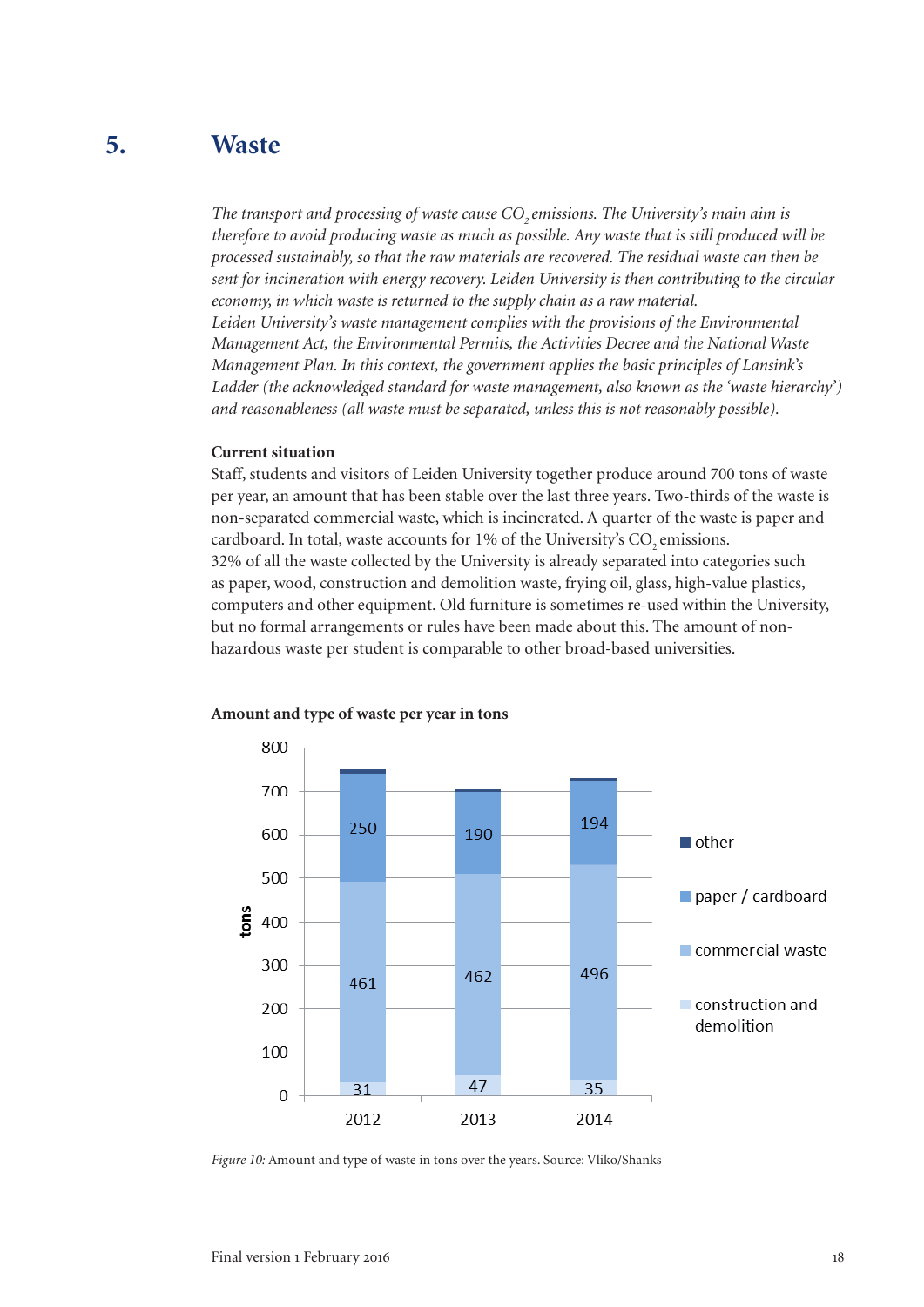# 5. Waste

*The transport and processing of waste cause $CO_2$ emissions. The University's main aim is therefore to avoid producing waste as much as possible. Any waste that is still produced will be processed sustainably, so that the raw materials are recovered. The residual waste can then be sent for incineration with energy recovery. Leiden University is then contributing to the circular economy, in which waste is returned to the supply chain as a raw material.*
*Leiden University's waste management complies with the provisions of the Environmental Management Act, the Environmental Permits, the Activities Decree and the National Waste Management Plan. In this context, the government applies the basic principles of Lansink's Ladder (the acknowledged standard for waste management, also known as the 'waste hierarchy') and reasonableness (all waste must be separated, unless this is not reasonably possible).*

**Current situation**

Staff, students and visitors of Leiden University together produce around 700 tons of waste per year, an amount that has been stable over the last three years. Two-thirds of the waste is non-separated commercial waste, which is incinerated. A quarter of the waste is paper and cardboard. In total, waste accounts for 1% of the University's $CO_2$ emissions.
32% of all the waste collected by the University is already separated into categories such as paper, wood, construction and demolition waste, frying oil, glass, high-value plastics, computers and other equipment. Old furniture is sometimes re-used within the University, but no formal arrangements or rules have been made about this. The amount of non-hazardous waste per student is comparable to other broad-based universities.

**Amount and type of waste per year in tons**

| Waste type (tons) | 2012 | 2013 | 2014 |
| --- | --- | --- | --- |
| paper / cardboard | 250 | 190 | 194 |
| commercial waste | 461 | 462 | 496 |
| construction and demolition | 31 | 47 | 35 |

*Figure 10:* Amount and type of waste in tons over the years. Source: Vliko/Shanks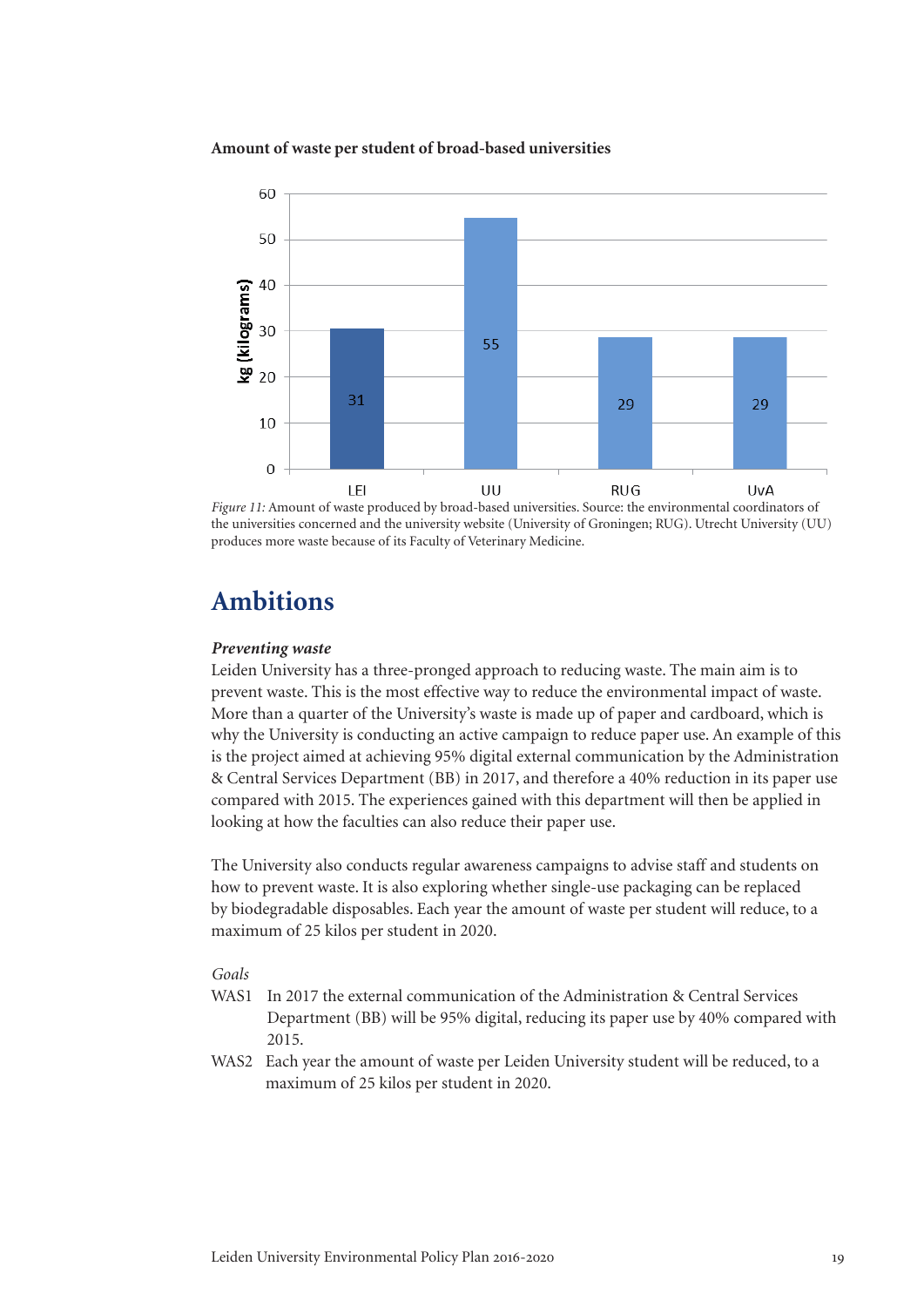**Amount of waste per student of broad-based universities**

| | kg (kilograms) |
|---|---|
| LEI | 31 |
| UU | 55 |
| RUG | 29 |
| UvA | 29 |

*Figure 11:* Amount of waste produced by broad-based universities. Source: the environmental coordinators of the universities concerned and the university website (University of Groningen; RUG). Utrecht University (UU) produces more waste because of its Faculty of Veterinary Medicine.

# Ambitions

***Preventing waste***

Leiden University has a three-pronged approach to reducing waste. The main aim is to prevent waste. This is the most effective way to reduce the environmental impact of waste. More than a quarter of the University's waste is made up of paper and cardboard, which is why the University is conducting an active campaign to reduce paper use. An example of this is the project aimed at achieving 95% digital external communication by the Administration & Central Services Department (BB) in 2017, and therefore a 40% reduction in its paper use compared with 2015. The experiences gained with this department will then be applied in looking at how the faculties can also reduce their paper use.

The University also conducts regular awareness campaigns to advise staff and students on how to prevent waste. It is also exploring whether single-use packaging can be replaced by biodegradable disposables. Each year the amount of waste per student will reduce, to a maximum of 25 kilos per student in 2020.

*Goals*

- WAS1 In 2017 the external communication of the Administration & Central Services Department (BB) will be 95% digital, reducing its paper use by 40% compared with 2015.
- WAS2 Each year the amount of waste per Leiden University student will be reduced, to a maximum of 25 kilos per student in 2020.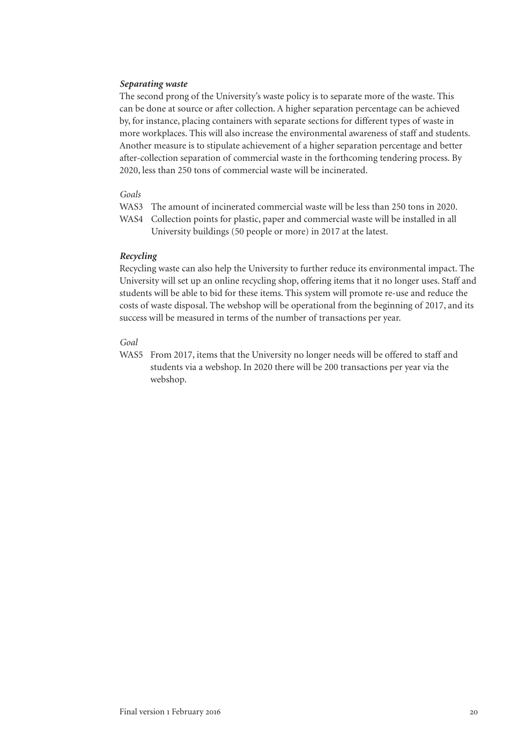***Separating waste***

The second prong of the University's waste policy is to separate more of the waste. This can be done at source or after collection. A higher separation percentage can be achieved by, for instance, placing containers with separate sections for different types of waste in more workplaces. This will also increase the environmental awareness of staff and students. Another measure is to stipulate achievement of a higher separation percentage and better after-collection separation of commercial waste in the forthcoming tendering process. By 2020, less than 250 tons of commercial waste will be incinerated.

*Goals*

WAS3 The amount of incinerated commercial waste will be less than 250 tons in 2020.

WAS4 Collection points for plastic, paper and commercial waste will be installed in all University buildings (50 people or more) in 2017 at the latest.

***Recycling***

Recycling waste can also help the University to further reduce its environmental impact. The University will set up an online recycling shop, offering items that it no longer uses. Staff and students will be able to bid for these items. This system will promote re-use and reduce the costs of waste disposal. The webshop will be operational from the beginning of 2017, and its success will be measured in terms of the number of transactions per year.

*Goal*

WAS5 From 2017, items that the University no longer needs will be offered to staff and students via a webshop. In 2020 there will be 200 transactions per year via the webshop.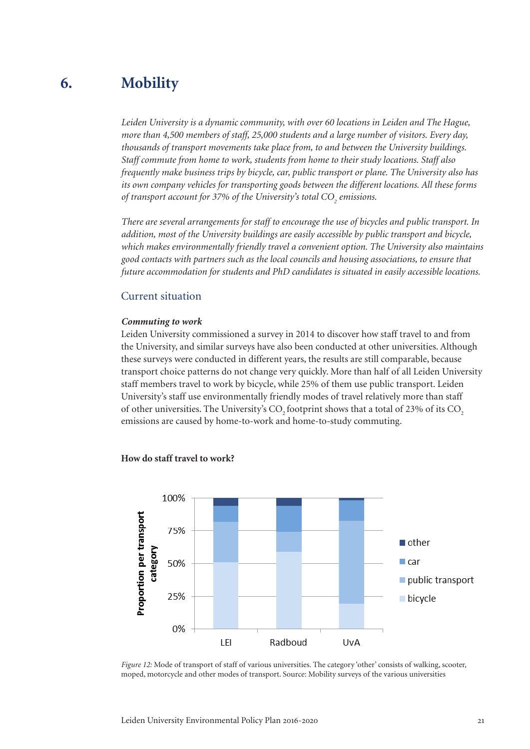# 6. Mobility

*Leiden University is a dynamic community, with over 60 locations in Leiden and The Hague, more than 4,500 members of staff, 25,000 students and a large number of visitors. Every day, thousands of transport movements take place from, to and between the University buildings. Staff commute from home to work, students from home to their study locations. Staff also frequently make business trips by bicycle, car, public transport or plane. The University also has its own company vehicles for transporting goods between the different locations. All these forms of transport account for 37% of the University's total $CO_2$ emissions.*

*There are several arrangements for staff to encourage the use of bicycles and public transport. In addition, most of the University buildings are easily accessible by public transport and bicycle, which makes environmentally friendly travel a convenient option. The University also maintains good contacts with partners such as the local councils and housing associations, to ensure that future accommodation for students and PhD candidates is situated in easily accessible locations.*

## Current situation

***Commuting to work***

Leiden University commissioned a survey in 2014 to discover how staff travel to and from the University, and similar surveys have also been conducted at other universities. Although these surveys were conducted in different years, the results are still comparable, because transport choice patterns do not change very quickly. More than half of all Leiden University staff members travel to work by bicycle, while 25% of them use public transport. Leiden University's staff use environmentally friendly modes of travel relatively more than staff of other universities. The University's $CO_2$ footprint shows that a total of 23% of its $CO_2$ emissions are caused by home-to-work and home-to-study commuting.

**How do staff travel to work?**

*Figure 12:* Mode of transport of staff of various universities. The category 'other' consists of walking, scooter, moped, motorcycle and other modes of transport. Source: Mobility surveys of the various universities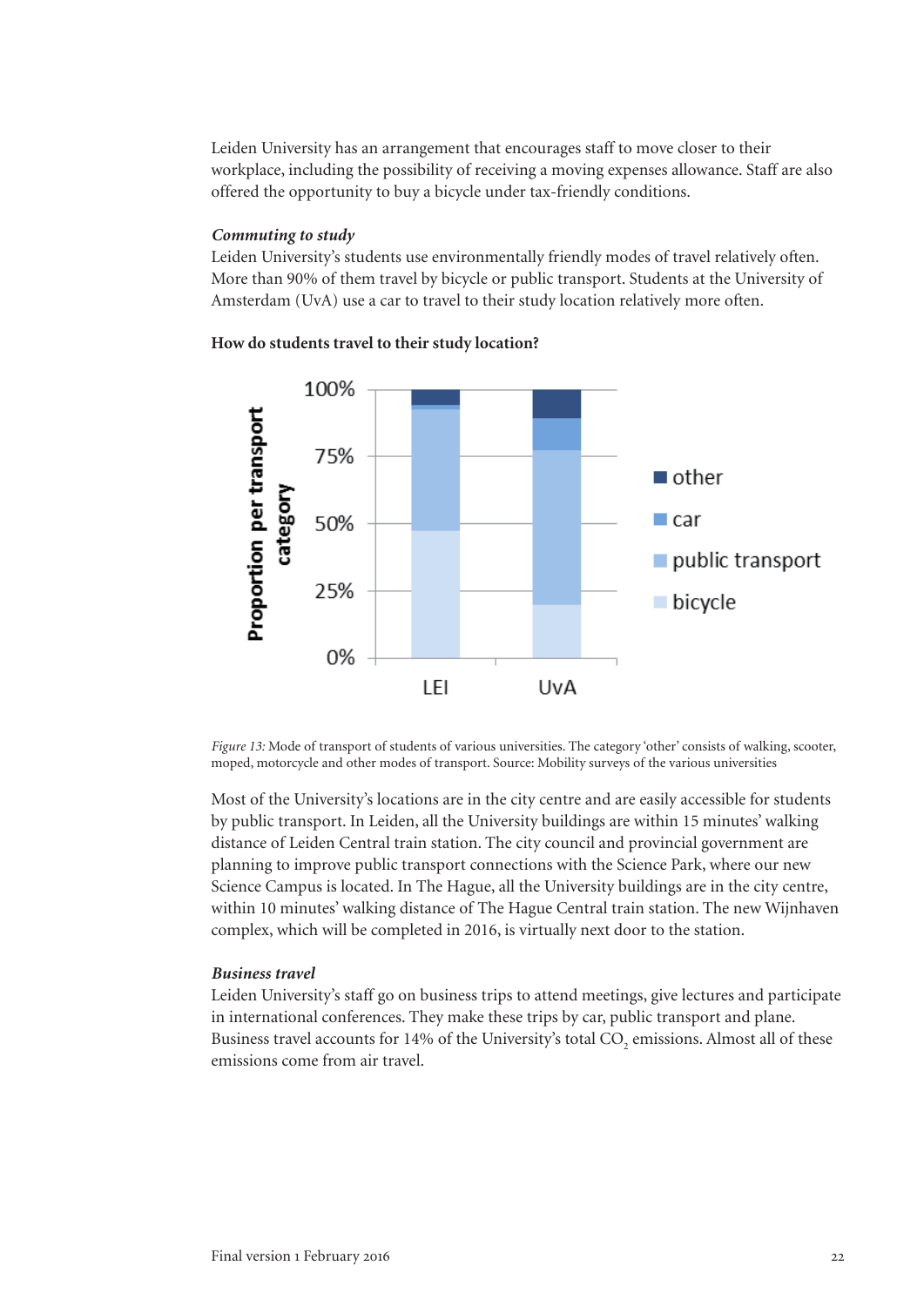Leiden University has an arrangement that encourages staff to move closer to their workplace, including the possibility of receiving a moving expenses allowance. Staff are also offered the opportunity to buy a bicycle under tax-friendly conditions.

***Commuting to study***

Leiden University's students use environmentally friendly modes of travel relatively often. More than 90% of them travel by bicycle or public transport. Students at the University of Amsterdam (UvA) use a car to travel to their study location relatively more often.

**How do students travel to their study location?**

*Figure 13:* Mode of transport of students of various universities. The category 'other' consists of walking, scooter, moped, motorcycle and other modes of transport. Source: Mobility surveys of the various universities

Most of the University's locations are in the city centre and are easily accessible for students by public transport. In Leiden, all the University buildings are within 15 minutes' walking distance of Leiden Central train station. The city council and provincial government are planning to improve public transport connections with the Science Park, where our new Science Campus is located. In The Hague, all the University buildings are in the city centre, within 10 minutes' walking distance of The Hague Central train station. The new Wijnhaven complex, which will be completed in 2016, is virtually next door to the station.

***Business travel***

Leiden University's staff go on business trips to attend meetings, give lectures and participate in international conferences. They make these trips by car, public transport and plane. Business travel accounts for 14% of the University's total $CO_2$ emissions. Almost all of these emissions come from air travel.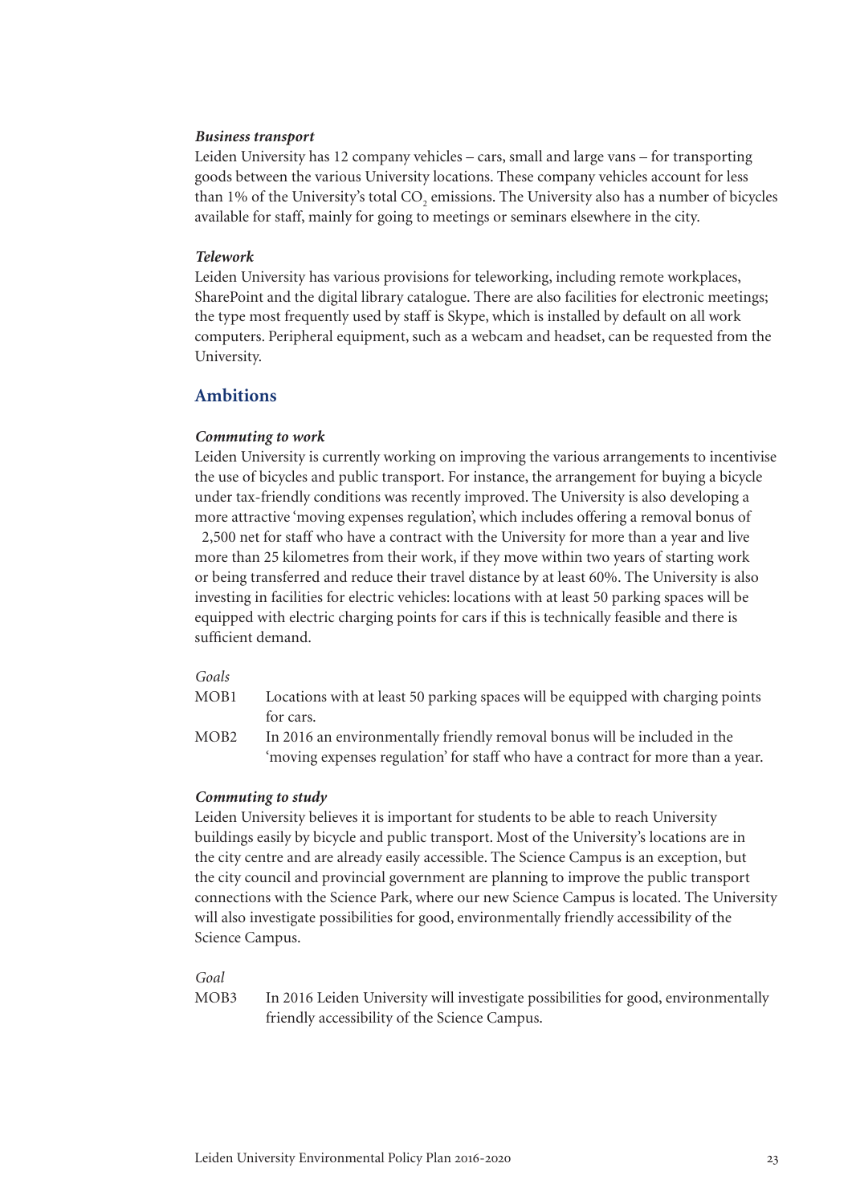***Business transport***

Leiden University has 12 company vehicles – cars, small and large vans – for transporting goods between the various University locations. These company vehicles account for less than 1% of the University's total $CO_2$ emissions. The University also has a number of bicycles available for staff, mainly for going to meetings or seminars elsewhere in the city.

***Telework***

Leiden University has various provisions for teleworking, including remote workplaces, SharePoint and the digital library catalogue. There are also facilities for electronic meetings; the type most frequently used by staff is Skype, which is installed by default on all work computers. Peripheral equipment, such as a webcam and headset, can be requested from the University.

## Ambitions

***Commuting to work***

Leiden University is currently working on improving the various arrangements to incentivise the use of bicycles and public transport. For instance, the arrangement for buying a bicycle under tax-friendly conditions was recently improved. The University is also developing a more attractive 'moving expenses regulation', which includes offering a removal bonus of 2,500 net for staff who have a contract with the University for more than a year and live more than 25 kilometres from their work, if they move within two years of starting work or being transferred and reduce their travel distance by at least 60%. The University is also investing in facilities for electric vehicles: locations with at least 50 parking spaces will be equipped with electric charging points for cars if this is technically feasible and there is sufficient demand.

*Goals*

MOB1 Locations with at least 50 parking spaces will be equipped with charging points for cars.

MOB2 In 2016 an environmentally friendly removal bonus will be included in the 'moving expenses regulation' for staff who have a contract for more than a year.

***Commuting to study***

Leiden University believes it is important for students to be able to reach University buildings easily by bicycle and public transport. Most of the University's locations are in the city centre and are already easily accessible. The Science Campus is an exception, but the city council and provincial government are planning to improve the public transport connections with the Science Park, where our new Science Campus is located. The University will also investigate possibilities for good, environmentally friendly accessibility of the Science Campus.

*Goal*

MOB3 In 2016 Leiden University will investigate possibilities for good, environmentally friendly accessibility of the Science Campus.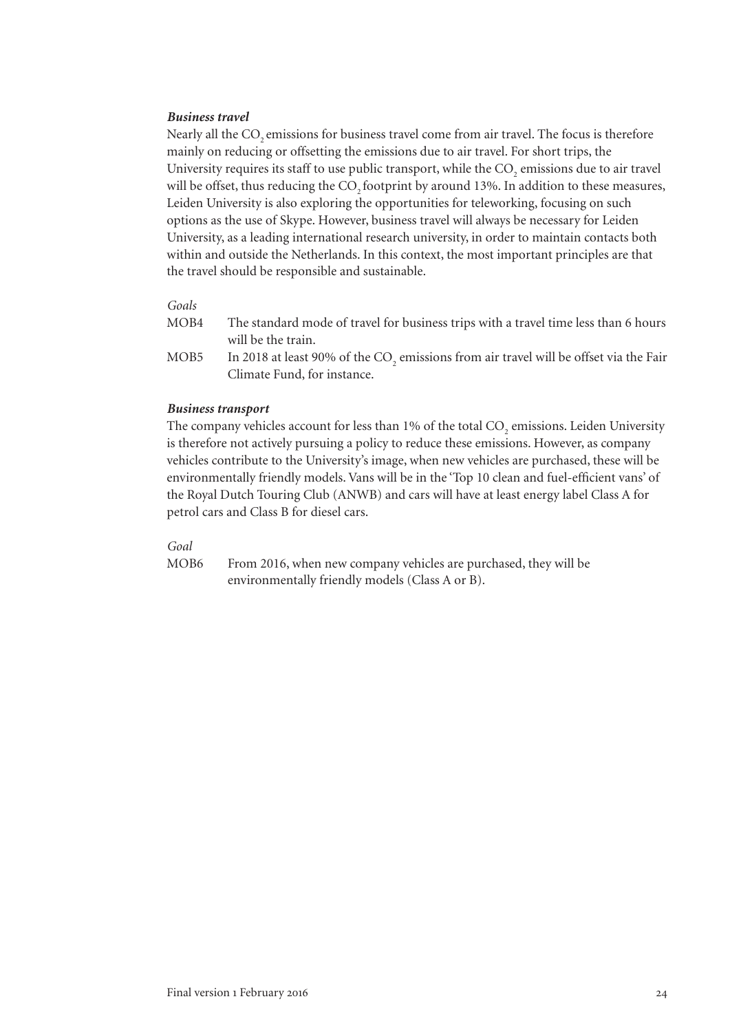***Business travel***

Nearly all the $CO_2$ emissions for business travel come from air travel. The focus is therefore mainly on reducing or offsetting the emissions due to air travel. For short trips, the University requires its staff to use public transport, while the $CO_2$ emissions due to air travel will be offset, thus reducing the $CO_2$ footprint by around 13%. In addition to these measures, Leiden University is also exploring the opportunities for teleworking, focusing on such options as the use of Skype. However, business travel will always be necessary for Leiden University, as a leading international research university, in order to maintain contacts both within and outside the Netherlands. In this context, the most important principles are that the travel should be responsible and sustainable.

*Goals*

MOB4 The standard mode of travel for business trips with a travel time less than 6 hours will be the train.

MOB5 In 2018 at least 90% of the $CO_2$ emissions from air travel will be offset via the Fair Climate Fund, for instance.

***Business transport***

The company vehicles account for less than 1% of the total $CO_2$ emissions. Leiden University is therefore not actively pursuing a policy to reduce these emissions. However, as company vehicles contribute to the University's image, when new vehicles are purchased, these will be environmentally friendly models. Vans will be in the 'Top 10 clean and fuel-efficient vans' of the Royal Dutch Touring Club (ANWB) and cars will have at least energy label Class A for petrol cars and Class B for diesel cars.

*Goal*

MOB6 From 2016, when new company vehicles are purchased, they will be environmentally friendly models (Class A or B).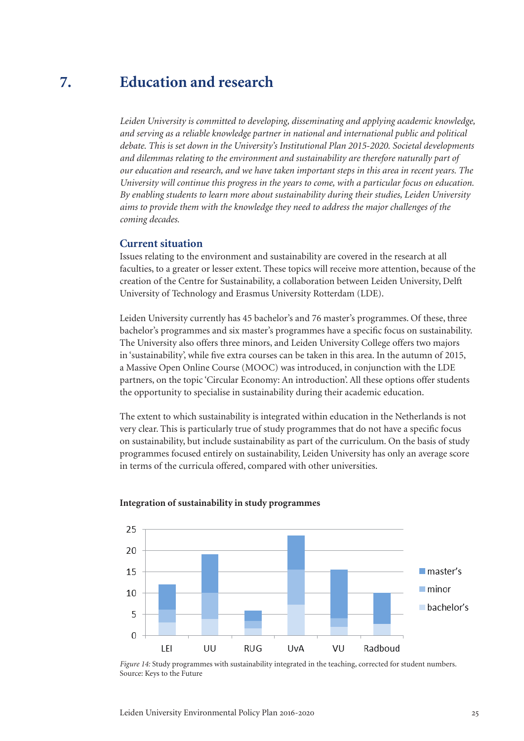# 7. Education and research

*Leiden University is committed to developing, disseminating and applying academic knowledge, and serving as a reliable knowledge partner in national and international public and political debate. This is set down in the University's Institutional Plan 2015-2020. Societal developments and dilemmas relating to the environment and sustainability are therefore naturally part of our education and research, and we have taken important steps in this area in recent years. The University will continue this progress in the years to come, with a particular focus on education. By enabling students to learn more about sustainability during their studies, Leiden University aims to provide them with the knowledge they need to address the major challenges of the coming decades.*

## Current situation

Issues relating to the environment and sustainability are covered in the research at all faculties, to a greater or lesser extent. These topics will receive more attention, because of the creation of the Centre for Sustainability, a collaboration between Leiden University, Delft University of Technology and Erasmus University Rotterdam (LDE).

Leiden University currently has 45 bachelor's and 76 master's programmes. Of these, three bachelor's programmes and six master's programmes have a specific focus on sustainability. The University also offers three minors, and Leiden University College offers two majors in 'sustainability', while five extra courses can be taken in this area. In the autumn of 2015, a Massive Open Online Course (MOOC) was introduced, in conjunction with the LDE partners, on the topic 'Circular Economy: An introduction'. All these options offer students the opportunity to specialise in sustainability during their academic education.

The extent to which sustainability is integrated within education in the Netherlands is not very clear. This is particularly true of study programmes that do not have a specific focus on sustainability, but include sustainability as part of the curriculum. On the basis of study programmes focused entirely on sustainability, Leiden University has only an average score in terms of the curricula offered, compared with other universities.

**Integration of sustainability in study programmes**

*Figure 14:* Study programmes with sustainability integrated in the teaching, corrected for student numbers. Source: Keys to the Future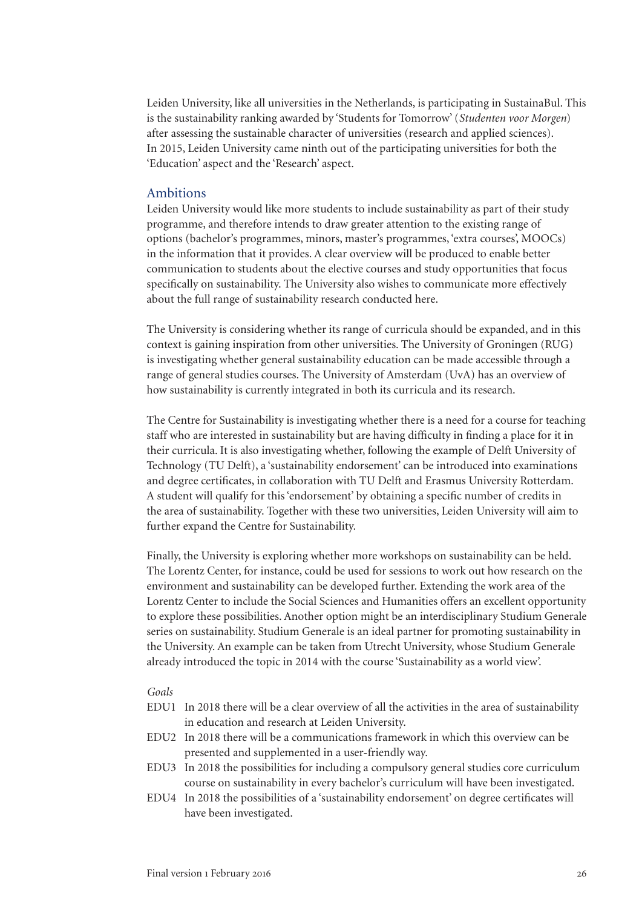Leiden University, like all universities in the Netherlands, is participating in SustainaBul. This is the sustainability ranking awarded by 'Students for Tomorrow' (*Studenten voor Morgen*) after assessing the sustainable character of universities (research and applied sciences). In 2015, Leiden University came ninth out of the participating universities for both the 'Education' aspect and the 'Research' aspect.

## Ambitions

Leiden University would like more students to include sustainability as part of their study programme, and therefore intends to draw greater attention to the existing range of options (bachelor's programmes, minors, master's programmes, 'extra courses', MOOCs) in the information that it provides. A clear overview will be produced to enable better communication to students about the elective courses and study opportunities that focus specifically on sustainability. The University also wishes to communicate more effectively about the full range of sustainability research conducted here.

The University is considering whether its range of curricula should be expanded, and in this context is gaining inspiration from other universities. The University of Groningen (RUG) is investigating whether general sustainability education can be made accessible through a range of general studies courses. The University of Amsterdam (UvA) has an overview of how sustainability is currently integrated in both its curricula and its research.

The Centre for Sustainability is investigating whether there is a need for a course for teaching staff who are interested in sustainability but are having difficulty in finding a place for it in their curricula. It is also investigating whether, following the example of Delft University of Technology (TU Delft), a 'sustainability endorsement' can be introduced into examinations and degree certificates, in collaboration with TU Delft and Erasmus University Rotterdam. A student will qualify for this 'endorsement' by obtaining a specific number of credits in the area of sustainability. Together with these two universities, Leiden University will aim to further expand the Centre for Sustainability.

Finally, the University is exploring whether more workshops on sustainability can be held. The Lorentz Center, for instance, could be used for sessions to work out how research on the environment and sustainability can be developed further. Extending the work area of the Lorentz Center to include the Social Sciences and Humanities offers an excellent opportunity to explore these possibilities. Another option might be an interdisciplinary Studium Generale series on sustainability. Studium Generale is an ideal partner for promoting sustainability in the University. An example can be taken from Utrecht University, whose Studium Generale already introduced the topic in 2014 with the course 'Sustainability as a world view'.

*Goals*

- EDU1 In 2018 there will be a clear overview of all the activities in the area of sustainability in education and research at Leiden University.
- EDU2 In 2018 there will be a communications framework in which this overview can be presented and supplemented in a user-friendly way.
- EDU3 In 2018 the possibilities for including a compulsory general studies core curriculum course on sustainability in every bachelor's curriculum will have been investigated.
- EDU4 In 2018 the possibilities of a 'sustainability endorsement' on degree certificates will have been investigated.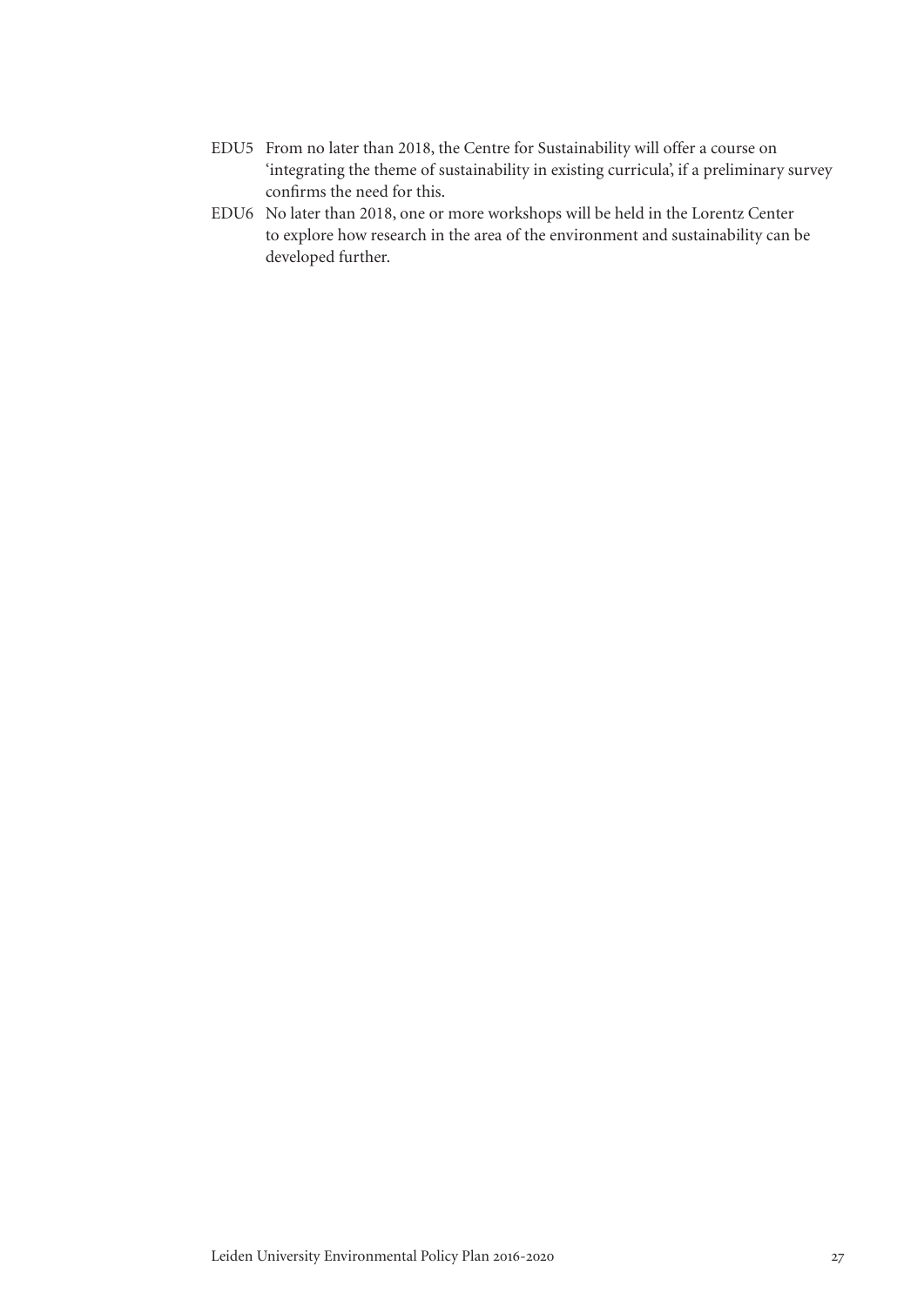EDU5 From no later than 2018, the Centre for Sustainability will offer a course on 'integrating the theme of sustainability in existing curricula', if a preliminary survey confirms the need for this.

EDU6 No later than 2018, one or more workshops will be held in the Lorentz Center to explore how research in the area of the environment and sustainability can be developed further.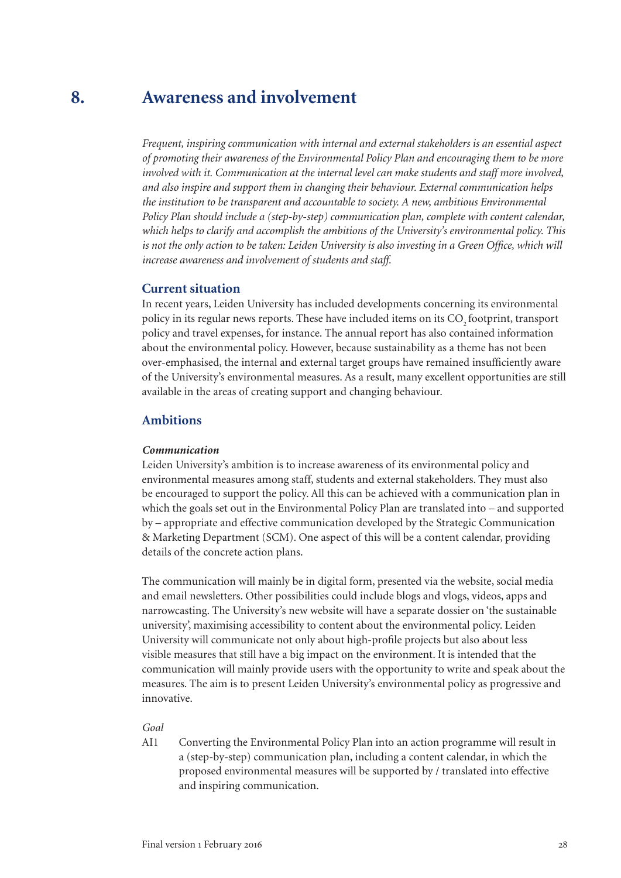# 8. Awareness and involvement

*Frequent, inspiring communication with internal and external stakeholders is an essential aspect of promoting their awareness of the Environmental Policy Plan and encouraging them to be more involved with it. Communication at the internal level can make students and staff more involved, and also inspire and support them in changing their behaviour. External communication helps the institution to be transparent and accountable to society. A new, ambitious Environmental Policy Plan should include a (step-by-step) communication plan, complete with content calendar, which helps to clarify and accomplish the ambitions of the University's environmental policy. This is not the only action to be taken: Leiden University is also investing in a Green Office, which will increase awareness and involvement of students and staff.*

## Current situation

In recent years, Leiden University has included developments concerning its environmental policy in its regular news reports. These have included items on its $CO_2$ footprint, transport policy and travel expenses, for instance. The annual report has also contained information about the environmental policy. However, because sustainability as a theme has not been over-emphasised, the internal and external target groups have remained insufficiently aware of the University's environmental measures. As a result, many excellent opportunities are still available in the areas of creating support and changing behaviour.

## Ambitions

***Communication***

Leiden University's ambition is to increase awareness of its environmental policy and environmental measures among staff, students and external stakeholders. They must also be encouraged to support the policy. All this can be achieved with a communication plan in which the goals set out in the Environmental Policy Plan are translated into – and supported by – appropriate and effective communication developed by the Strategic Communication & Marketing Department (SCM). One aspect of this will be a content calendar, providing details of the concrete action plans.

The communication will mainly be in digital form, presented via the website, social media and email newsletters. Other possibilities could include blogs and vlogs, videos, apps and narrowcasting. The University's new website will have a separate dossier on 'the sustainable university', maximising accessibility to content about the environmental policy. Leiden University will communicate not only about high-profile projects but also about less visible measures that still have a big impact on the environment. It is intended that the communication will mainly provide users with the opportunity to write and speak about the measures. The aim is to present Leiden University's environmental policy as progressive and innovative.

*Goal*

AI1 Converting the Environmental Policy Plan into an action programme will result in a (step-by-step) communication plan, including a content calendar, in which the proposed environmental measures will be supported by / translated into effective and inspiring communication.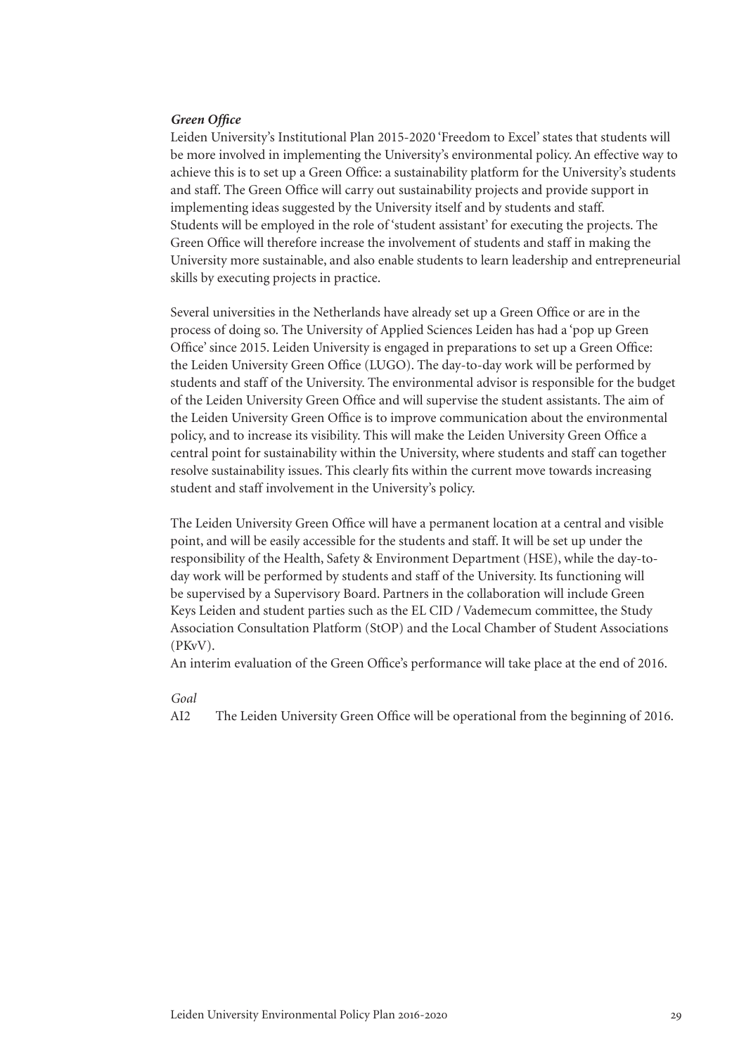***Green Office***

Leiden University's Institutional Plan 2015-2020 'Freedom to Excel' states that students will be more involved in implementing the University's environmental policy. An effective way to achieve this is to set up a Green Office: a sustainability platform for the University's students and staff. The Green Office will carry out sustainability projects and provide support in implementing ideas suggested by the University itself and by students and staff. Students will be employed in the role of 'student assistant' for executing the projects. The Green Office will therefore increase the involvement of students and staff in making the University more sustainable, and also enable students to learn leadership and entrepreneurial skills by executing projects in practice.

Several universities in the Netherlands have already set up a Green Office or are in the process of doing so. The University of Applied Sciences Leiden has had a 'pop up Green Office' since 2015. Leiden University is engaged in preparations to set up a Green Office: the Leiden University Green Office (LUGO). The day-to-day work will be performed by students and staff of the University. The environmental advisor is responsible for the budget of the Leiden University Green Office and will supervise the student assistants. The aim of the Leiden University Green Office is to improve communication about the environmental policy, and to increase its visibility. This will make the Leiden University Green Office a central point for sustainability within the University, where students and staff can together resolve sustainability issues. This clearly fits within the current move towards increasing student and staff involvement in the University's policy.

The Leiden University Green Office will have a permanent location at a central and visible point, and will be easily accessible for the students and staff. It will be set up under the responsibility of the Health, Safety & Environment Department (HSE), while the day-to-day work will be performed by students and staff of the University. Its functioning will be supervised by a Supervisory Board. Partners in the collaboration will include Green Keys Leiden and student parties such as the EL CID / Vademecum committee, the Study Association Consultation Platform (StOP) and the Local Chamber of Student Associations (PKvV).
An interim evaluation of the Green Office's performance will take place at the end of 2016.

*Goal*

AI2 The Leiden University Green Office will be operational from the beginning of 2016.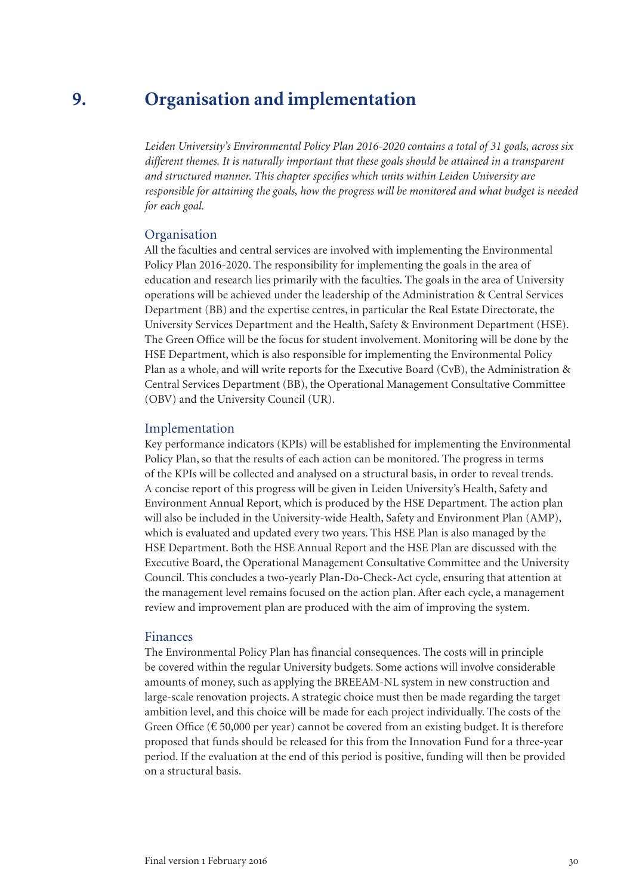# 9. Organisation and implementation

*Leiden University's Environmental Policy Plan 2016-2020 contains a total of 31 goals, across six different themes. It is naturally important that these goals should be attained in a transparent and structured manner. This chapter specifies which units within Leiden University are responsible for attaining the goals, how the progress will be monitored and what budget is needed for each goal.*

## Organisation

All the faculties and central services are involved with implementing the Environmental Policy Plan 2016-2020. The responsibility for implementing the goals in the area of education and research lies primarily with the faculties. The goals in the area of University operations will be achieved under the leadership of the Administration & Central Services Department (BB) and the expertise centres, in particular the Real Estate Directorate, the University Services Department and the Health, Safety & Environment Department (HSE). The Green Office will be the focus for student involvement. Monitoring will be done by the HSE Department, which is also responsible for implementing the Environmental Policy Plan as a whole, and will write reports for the Executive Board (CvB), the Administration & Central Services Department (BB), the Operational Management Consultative Committee (OBV) and the University Council (UR).

## Implementation

Key performance indicators (KPIs) will be established for implementing the Environmental Policy Plan, so that the results of each action can be monitored. The progress in terms of the KPIs will be collected and analysed on a structural basis, in order to reveal trends. A concise report of this progress will be given in Leiden University's Health, Safety and Environment Annual Report, which is produced by the HSE Department. The action plan will also be included in the University-wide Health, Safety and Environment Plan (AMP), which is evaluated and updated every two years. This HSE Plan is also managed by the HSE Department. Both the HSE Annual Report and the HSE Plan are discussed with the Executive Board, the Operational Management Consultative Committee and the University Council. This concludes a two-yearly Plan-Do-Check-Act cycle, ensuring that attention at the management level remains focused on the action plan. After each cycle, a management review and improvement plan are produced with the aim of improving the system.

## Finances

The Environmental Policy Plan has financial consequences. The costs will in principle be covered within the regular University budgets. Some actions will involve considerable amounts of money, such as applying the BREEAM-NL system in new construction and large-scale renovation projects. A strategic choice must then be made regarding the target ambition level, and this choice will be made for each project individually. The costs of the Green Office (€ 50,000 per year) cannot be covered from an existing budget. It is therefore proposed that funds should be released for this from the Innovation Fund for a three-year period. If the evaluation at the end of this period is positive, funding will then be provided on a structural basis.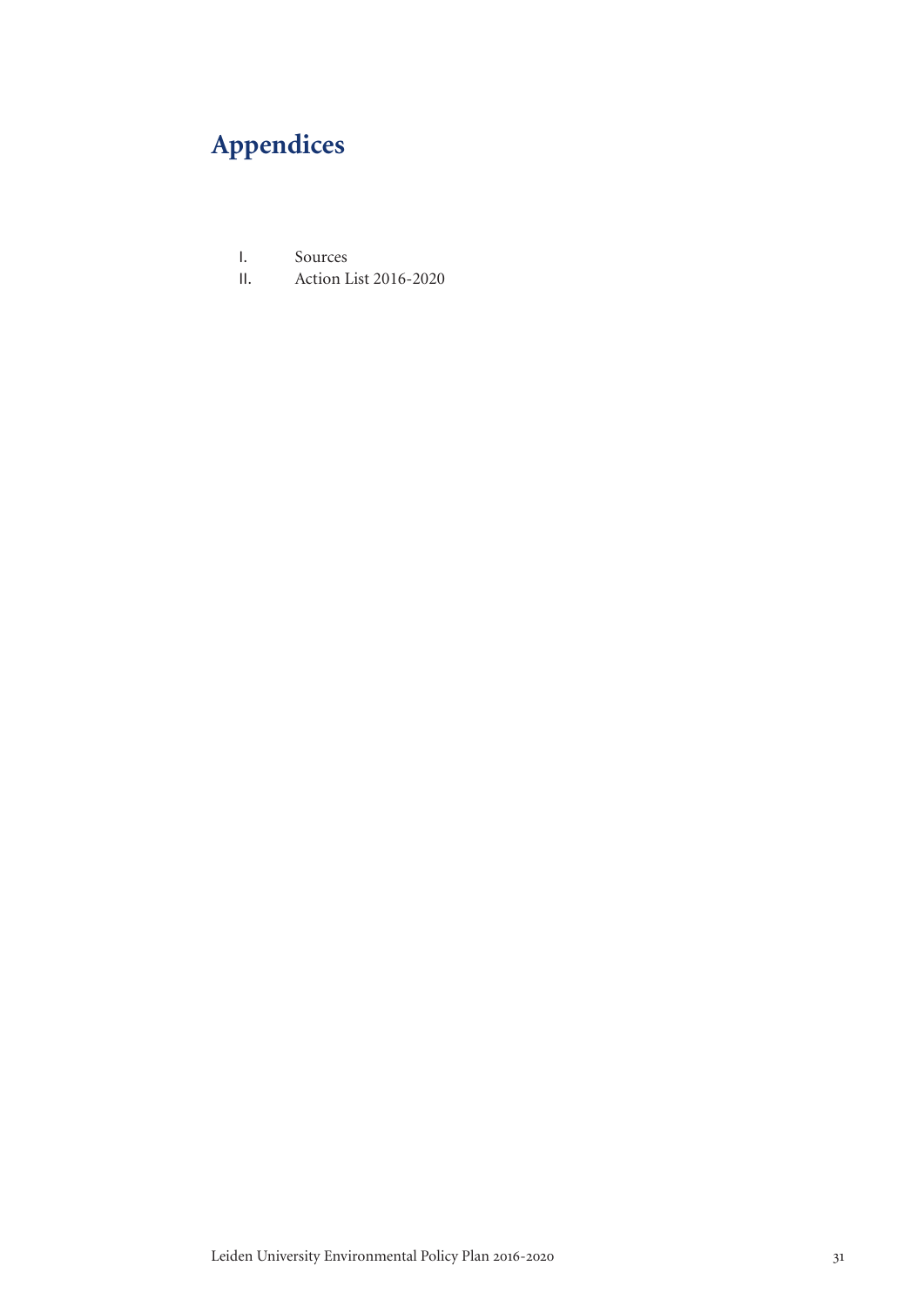# Appendices

I. Sources
II. Action List 2016-2020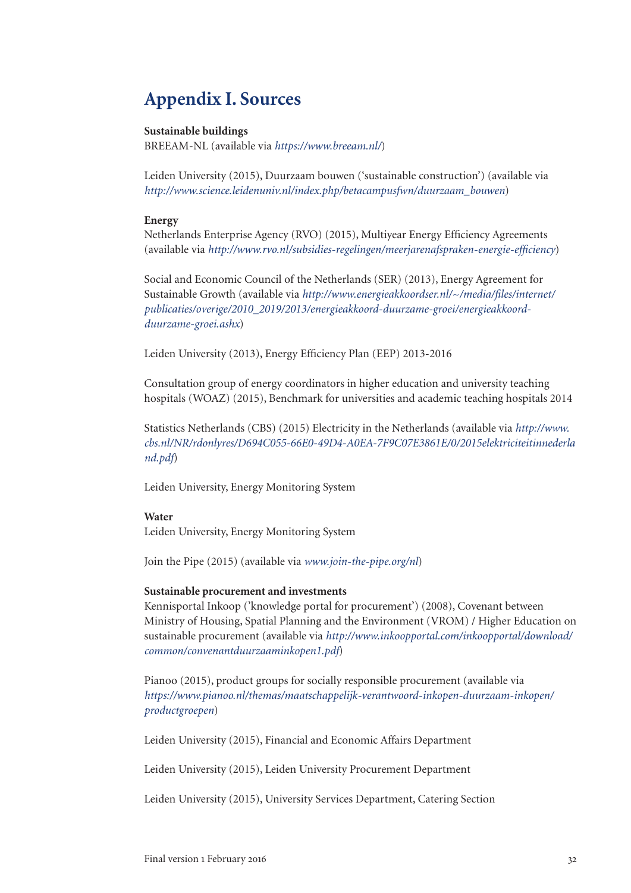# Appendix I. Sources

**Sustainable buildings**
BREEAM-NL (available via *https://www.breeam.nl/*)

Leiden University (2015), Duurzaam bouwen ('sustainable construction') (available via *http://www.science.leidenuniv.nl/index.php/betacampusfwn/duurzaam_bouwen*)

**Energy**
Netherlands Enterprise Agency (RVO) (2015), Multiyear Energy Efficiency Agreements (available via *http://www.rvo.nl/subsidies-regelingen/meerjarenafspraken-energie-efficiency*)

Social and Economic Council of the Netherlands (SER) (2013), Energy Agreement for Sustainable Growth (available via *http://www.energieakkoordser.nl/~/media/files/internet/publicaties/overige/2010_2019/2013/energieakkoord-duurzame-groei/energieakkoord-duurzame-groei.ashx*)

Leiden University (2013), Energy Efficiency Plan (EEP) 2013-2016

Consultation group of energy coordinators in higher education and university teaching hospitals (WOAZ) (2015), Benchmark for universities and academic teaching hospitals 2014

Statistics Netherlands (CBS) (2015) Electricity in the Netherlands (available via *http://www.cbs.nl/NR/rdonlyres/D694C055-66E0-49D4-A0EA-7F9C07E3861E/0/2015elektriciteitinnederland.pdf*)

Leiden University, Energy Monitoring System

**Water**
Leiden University, Energy Monitoring System

Join the Pipe (2015) (available via *www.join-the-pipe.org/nl*)

**Sustainable procurement and investments**
Kennisportal Inkoop ('knowledge portal for procurement') (2008), Covenant between Ministry of Housing, Spatial Planning and the Environment (VROM) / Higher Education on sustainable procurement (available via *http://www.inkoopportal.com/inkoopportal/download/common/convenantduurzaaminkopen1.pdf*)

Pianoo (2015), product groups for socially responsible procurement (available via *https://www.pianoo.nl/themas/maatschappelijk-verantwoord-inkopen-duurzaam-inkopen/productgroepen*)

Leiden University (2015), Financial and Economic Affairs Department

Leiden University (2015), Leiden University Procurement Department

Leiden University (2015), University Services Department, Catering Section

Final version 1 February 2016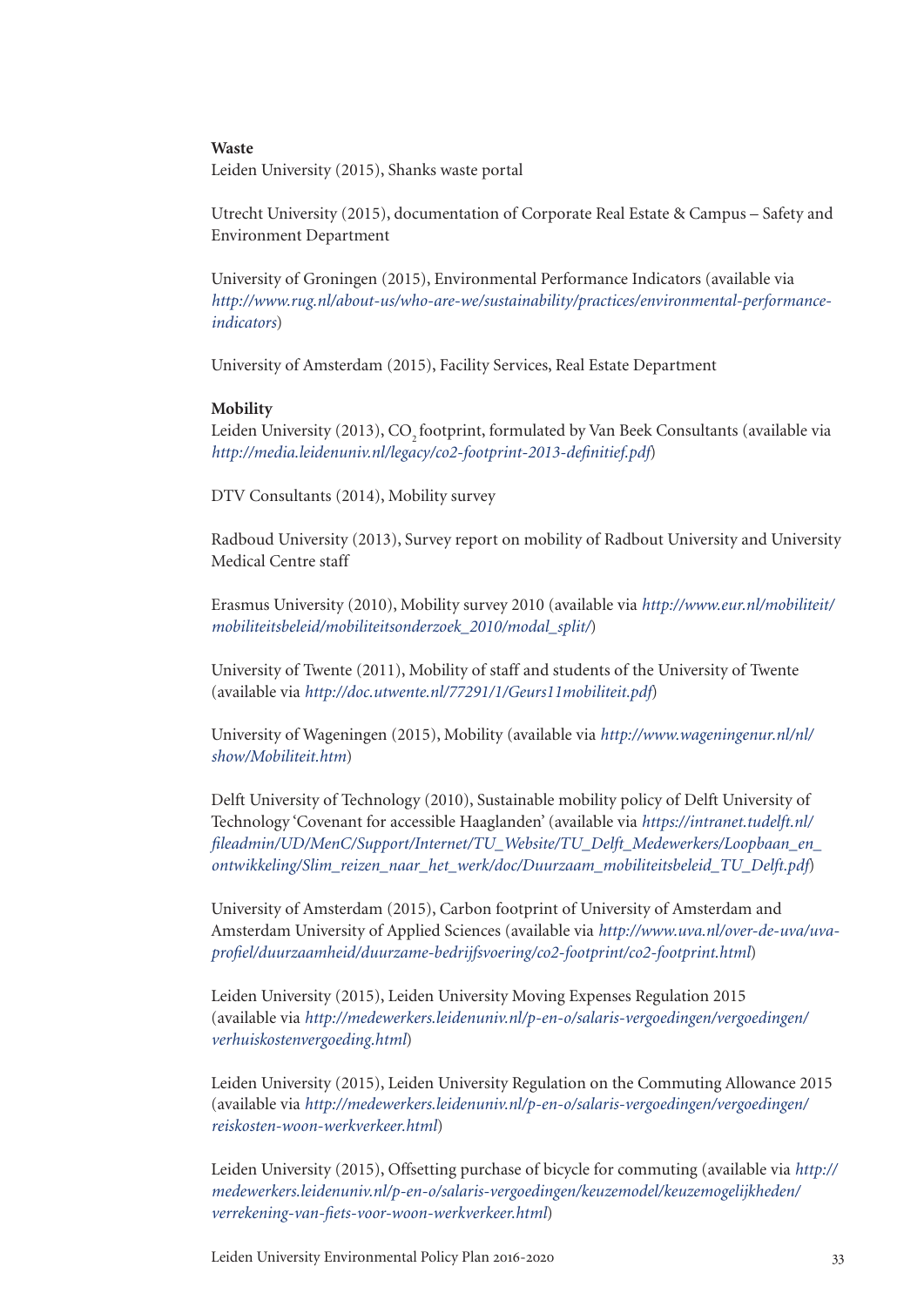**Waste**

Leiden University (2015), Shanks waste portal

Utrecht University (2015), documentation of Corporate Real Estate & Campus – Safety and Environment Department

University of Groningen (2015), Environmental Performance Indicators (available via *http://www.rug.nl/about-us/who-are-we/sustainability/practices/environmental-performance-indicators*)

University of Amsterdam (2015), Facility Services, Real Estate Department

**Mobility**

Leiden University (2013), $CO_2$ footprint, formulated by Van Beek Consultants (available via *http://media.leidenuniv.nl/legacy/co2-footprint-2013-definitief.pdf*)

DTV Consultants (2014), Mobility survey

Radboud University (2013), Survey report on mobility of Radbout University and University Medical Centre staff

Erasmus University (2010), Mobility survey 2010 (available via *http://www.eur.nl/mobiliteit/mobiliteitsbeleid/mobiliteitsonderzoek_2010/modal_split/*)

University of Twente (2011), Mobility of staff and students of the University of Twente (available via *http://doc.utwente.nl/77291/1/Geurs11mobiliteit.pdf*)

University of Wageningen (2015), Mobility (available via *http://www.wageningenur.nl/nl/show/Mobiliteit.htm*)

Delft University of Technology (2010), Sustainable mobility policy of Delft University of Technology 'Covenant for accessible Haaglanden' (available via *https://intranet.tudelft.nl/fileadmin/UD/MenC/Support/Internet/TU_Website/TU_Delft_Medewerkers/Loopbaan_en_ontwikkeling/Slim_reizen_naar_het_werk/doc/Duurzaam_mobiliteitsbeleid_TU_Delft.pdf*)

University of Amsterdam (2015), Carbon footprint of University of Amsterdam and Amsterdam University of Applied Sciences (available via *http://www.uva.nl/over-de-uva/uva-profiel/duurzaamheid/duurzame-bedrijfsvoering/co2-footprint/co2-footprint.html*)

Leiden University (2015), Leiden University Moving Expenses Regulation 2015 (available via *http://medewerkers.leidenuniv.nl/p-en-o/salaris-vergoedingen/vergoedingen/verhuiskostenvergoeding.html*)

Leiden University (2015), Leiden University Regulation on the Commuting Allowance 2015 (available via *http://medewerkers.leidenuniv.nl/p-en-o/salaris-vergoedingen/vergoedingen/reiskosten-woon-werkverkeer.html*)

Leiden University (2015), Offsetting purchase of bicycle for commuting (available via *http://medewerkers.leidenuniv.nl/p-en-o/salaris-vergoedingen/keuzemodel/keuzemogelijkheden/verrekening-van-fiets-voor-woon-werkverkeer.html*)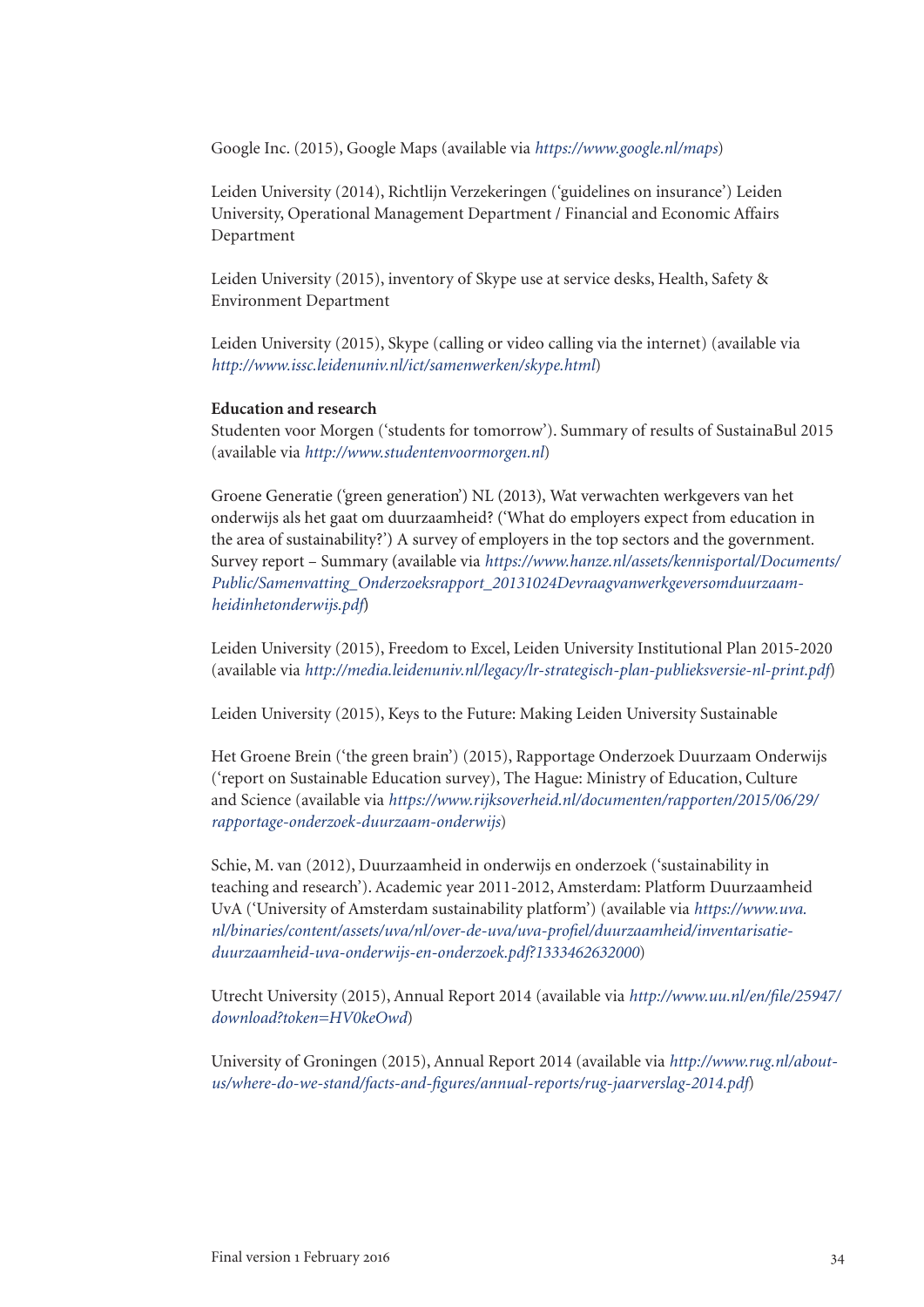Google Inc. (2015), Google Maps (available via *https://www.google.nl/maps*)

Leiden University (2014), Richtlijn Verzekeringen ('guidelines on insurance') Leiden University, Operational Management Department / Financial and Economic Affairs Department

Leiden University (2015), inventory of Skype use at service desks, Health, Safety & Environment Department

Leiden University (2015), Skype (calling or video calling via the internet) (available via *http://www.issc.leidenuniv.nl/ict/samenwerken/skype.html*)

**Education and research**

Studenten voor Morgen ('students for tomorrow'). Summary of results of SustainaBul 2015 (available via *http://www.studentenvoormorgen.nl*)

Groene Generatie ('green generation') NL (2013), Wat verwachten werkgevers van het onderwijs als het gaat om duurzaamheid? ('What do employers expect from education in the area of sustainability?') A survey of employers in the top sectors and the government. Survey report – Summary (available via *https://www.hanze.nl/assets/kennisportal/Documents/Public/Samenvatting_Onderzoeksrapport_20131024Devraagvanwerkgeversomduurzaamheidinhetonderwijs.pdf*)

Leiden University (2015), Freedom to Excel, Leiden University Institutional Plan 2015-2020 (available via *http://media.leidenuniv.nl/legacy/lr-strategisch-plan-publieksversie-nl-print.pdf*)

Leiden University (2015), Keys to the Future: Making Leiden University Sustainable

Het Groene Brein ('the green brain') (2015), Rapportage Onderzoek Duurzaam Onderwijs ('report on Sustainable Education survey), The Hague: Ministry of Education, Culture and Science (available via *https://www.rijksoverheid.nl/documenten/rapporten/2015/06/29/rapportage-onderzoek-duurzaam-onderwijs*)

Schie, M. van (2012), Duurzaamheid in onderwijs en onderzoek ('sustainability in teaching and research'). Academic year 2011-2012, Amsterdam: Platform Duurzaamheid UvA ('University of Amsterdam sustainability platform') (available via *https://www.uva.nl/binaries/content/assets/uva/nl/over-de-uva/uva-profiel/duurzaamheid/inventarisatie-duurzaamheid-uva-onderwijs-en-onderzoek.pdf?1333462632000*)

Utrecht University (2015), Annual Report 2014 (available via *http://www.uu.nl/en/file/25947/download?token=HV0keOwd*)

University of Groningen (2015), Annual Report 2014 (available via *http://www.rug.nl/about-us/where-do-we-stand/facts-and-figures/annual-reports/rug-jaarverslag-2014.pdf*)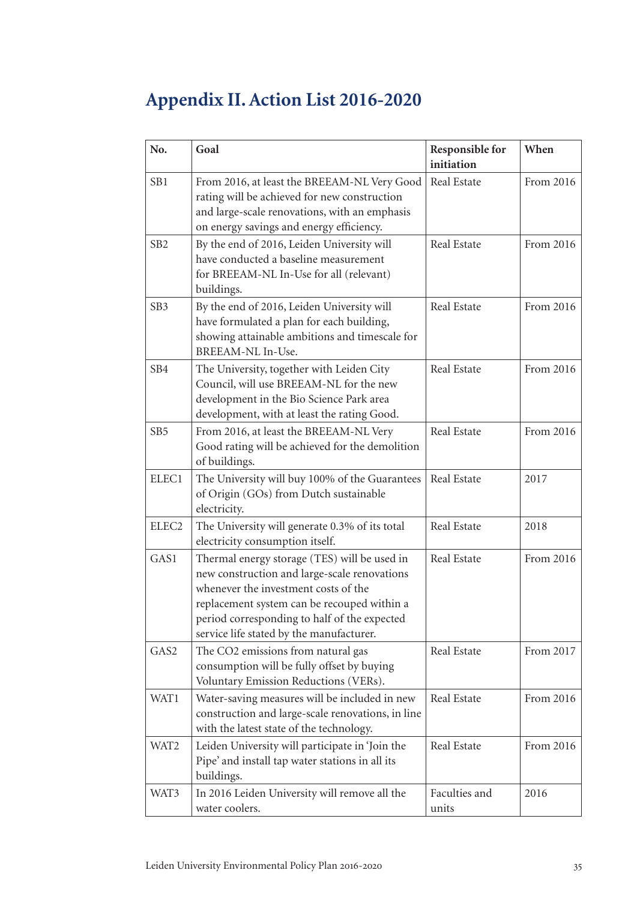# Appendix II. Action List 2016-2020

| No. | Goal | Responsible for initiation | When |
|---|---|---|---|
| SB1 | From 2016, at least the BREEAM-NL Very Good rating will be achieved for new construction and large-scale renovations, with an emphasis on energy savings and energy efficiency. | Real Estate | From 2016 |
| SB2 | By the end of 2016, Leiden University will have conducted a baseline measurement for BREEAM-NL In-Use for all (relevant) buildings. | Real Estate | From 2016 |
| SB3 | By the end of 2016, Leiden University will have formulated a plan for each building, showing attainable ambitions and timescale for BREEAM-NL In-Use. | Real Estate | From 2016 |
| SB4 | The University, together with Leiden City Council, will use BREEAM-NL for the new development in the Bio Science Park area development, with at least the rating Good. | Real Estate | From 2016 |
| SB5 | From 2016, at least the BREEAM-NL Very Good rating will be achieved for the demolition of buildings. | Real Estate | From 2016 |
| ELEC1 | The University will buy 100% of the Guarantees of Origin (GOs) from Dutch sustainable electricity. | Real Estate | 2017 |
| ELEC2 | The University will generate 0.3% of its total electricity consumption itself. | Real Estate | 2018 |
| GAS1 | Thermal energy storage (TES) will be used in new construction and large-scale renovations whenever the investment costs of the replacement system can be recouped within a period corresponding to half of the expected service life stated by the manufacturer. | Real Estate | From 2016 |
| GAS2 | The $CO_2$ emissions from natural gas consumption will be fully offset by buying Voluntary Emission Reductions (VERs). | Real Estate | From 2017 |
| WAT1 | Water-saving measures will be included in new construction and large-scale renovations, in line with the latest state of the technology. | Real Estate | From 2016 |
| WAT2 | Leiden University will participate in 'Join the Pipe' and install tap water stations in all its buildings. | Real Estate | From 2016 |
| WAT3 | In 2016 Leiden University will remove all the water coolers. | Faculties and units | 2016 |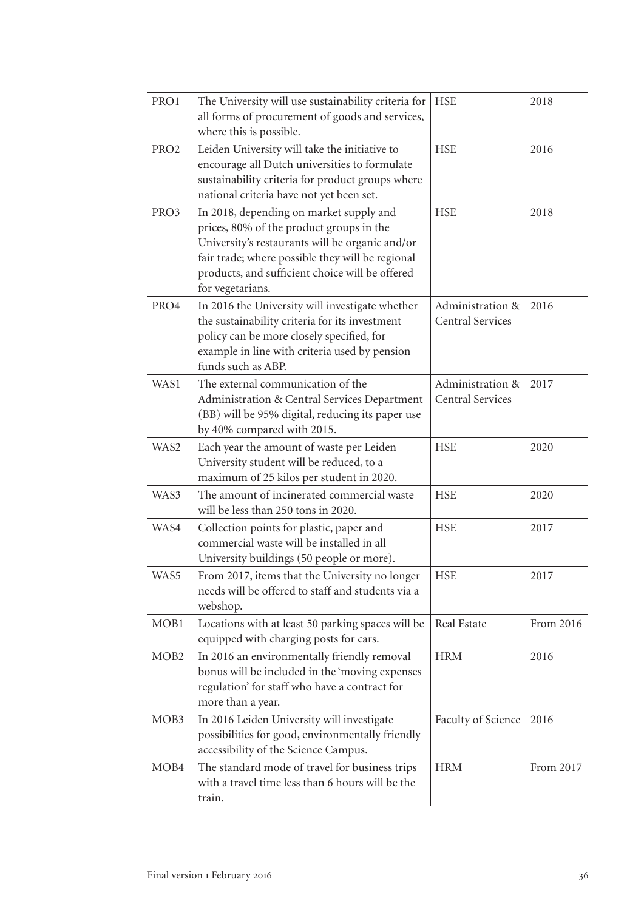| | | | |
|---|---|---|---|
| PRO1 | The University will use sustainability criteria for all forms of procurement of goods and services, where this is possible. | HSE | 2018 |
| PRO2 | Leiden University will take the initiative to encourage all Dutch universities to formulate sustainability criteria for product groups where national criteria have not yet been set. | HSE | 2016 |
| PRO3 | In 2018, depending on market supply and prices, 80% of the product groups in the University's restaurants will be organic and/or fair trade; where possible they will be regional products, and sufficient choice will be offered for vegetarians. | HSE | 2018 |
| PRO4 | In 2016 the University will investigate whether the sustainability criteria for its investment policy can be more closely specified, for example in line with criteria used by pension funds such as ABP. | Administration & Central Services | 2016 |
| WAS1 | The external communication of the Administration & Central Services Department (BB) will be 95% digital, reducing its paper use by 40% compared with 2015. | Administration & Central Services | 2017 |
| WAS2 | Each year the amount of waste per Leiden University student will be reduced, to a maximum of 25 kilos per student in 2020. | HSE | 2020 |
| WAS3 | The amount of incinerated commercial waste will be less than 250 tons in 2020. | HSE | 2020 |
| WAS4 | Collection points for plastic, paper and commercial waste will be installed in all University buildings (50 people or more). | HSE | 2017 |
| WAS5 | From 2017, items that the University no longer needs will be offered to staff and students via a webshop. | HSE | 2017 |
| MOB1 | Locations with at least 50 parking spaces will be equipped with charging posts for cars. | Real Estate | From 2016 |
| MOB2 | In 2016 an environmentally friendly removal bonus will be included in the 'moving expenses regulation' for staff who have a contract for more than a year. | HRM | 2016 |
| MOB3 | In 2016 Leiden University will investigate possibilities for good, environmentally friendly accessibility of the Science Campus. | Faculty of Science | 2016 |
| MOB4 | The standard mode of travel for business trips with a travel time less than 6 hours will be the train. | HRM | From 2017 |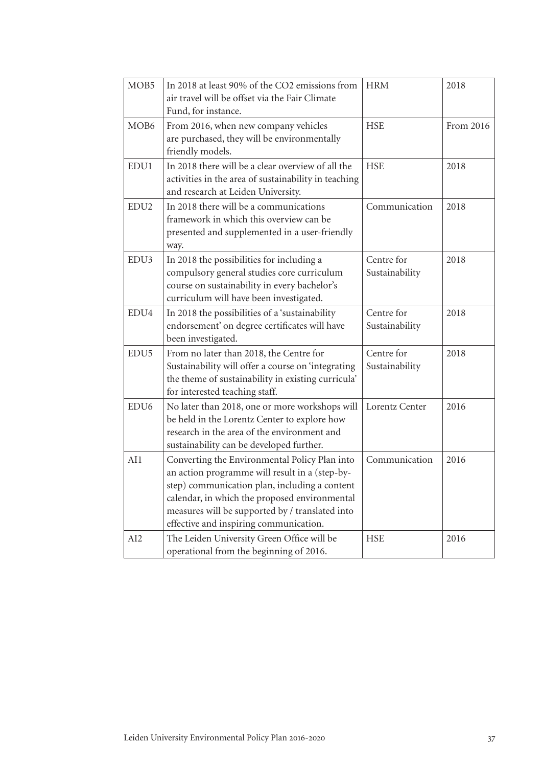| | | | |
|---|---|---|---|
| MOB5 | In 2018 at least 90% of the $CO_2$ emissions from air travel will be offset via the Fair Climate Fund, for instance. | HRM | 2018 |
| MOB6 | From 2016, when new company vehicles are purchased, they will be environmentally friendly models. | HSE | From 2016 |
| EDU1 | In 2018 there will be a clear overview of all the activities in the area of sustainability in teaching and research at Leiden University. | HSE | 2018 |
| EDU2 | In 2018 there will be a communications framework in which this overview can be presented and supplemented in a user-friendly way. | Communication | 2018 |
| EDU3 | In 2018 the possibilities for including a compulsory general studies core curriculum course on sustainability in every bachelor's curriculum will have been investigated. | Centre for Sustainability | 2018 |
| EDU4 | In 2018 the possibilities of a 'sustainability endorsement' on degree certificates will have been investigated. | Centre for Sustainability | 2018 |
| EDU5 | From no later than 2018, the Centre for Sustainability will offer a course on 'integrating the theme of sustainability in existing curricula' for interested teaching staff. | Centre for Sustainability | 2018 |
| EDU6 | No later than 2018, one or more workshops will be held in the Lorentz Center to explore how research in the area of the environment and sustainability can be developed further. | Lorentz Center | 2016 |
| AI1 | Converting the Environmental Policy Plan into an action programme will result in a (step-by-step) communication plan, including a content calendar, in which the proposed environmental measures will be supported by / translated into effective and inspiring communication. | Communication | 2016 |
| AI2 | The Leiden University Green Office will be operational from the beginning of 2016. | HSE | 2016 |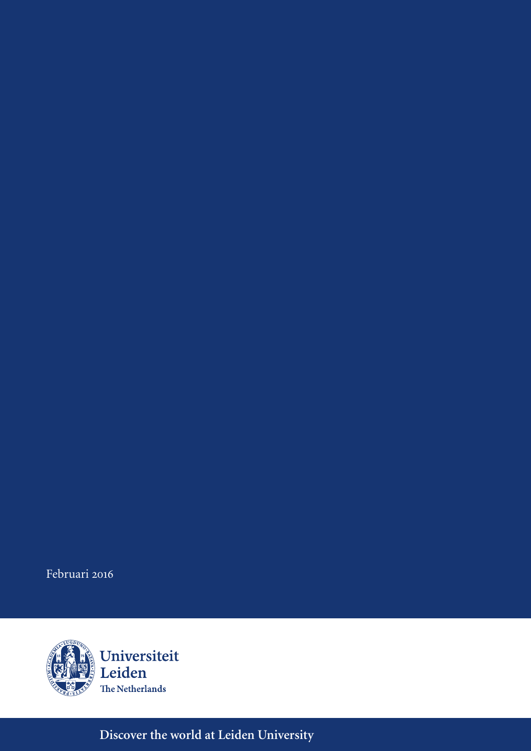Februari 2016

Universiteit Leiden
The Netherlands

Discover the world at Leiden University